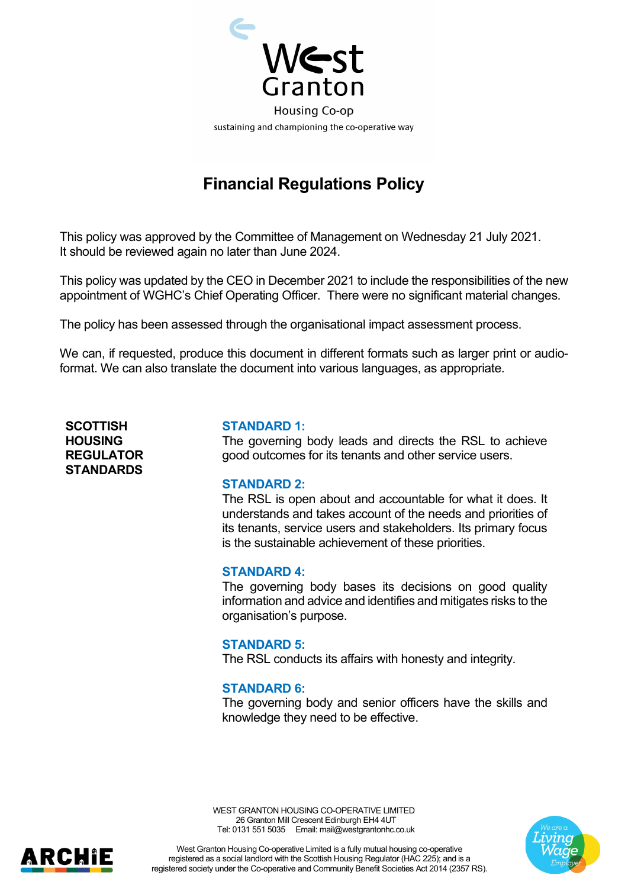West Granton

Housing Co-op

sustaining and championing the co-operative way

# Financial Regulations Policy

This policy was approved by the Committee of Management on Wednesday 21 July 2021. It should be reviewed again no later than June 2024.

This policy was updated by the CEO in December 2021 to include the responsibilities of the new appointment of WGHC's Chief Operating Officer. There were no significant material changes.

The policy has been assessed through the organisational impact assessment process.

We can, if requested, produce this document in different formats such as larger print or audio-format. We can also translate the document into various languages, as appropriate.

**SCOTTISH HOUSING REGULATOR STANDARDS**

**STANDARD 1:**
The governing body leads and directs the RSL to achieve good outcomes for its tenants and other service users.

**STANDARD 2:**
The RSL is open about and accountable for what it does. It understands and takes account of the needs and priorities of its tenants, service users and stakeholders. Its primary focus is the sustainable achievement of these priorities.

**STANDARD 4:**
The governing body bases its decisions on good quality information and advice and identifies and mitigates risks to the organisation's purpose.

**STANDARD 5:**
The RSL conducts its affairs with honesty and integrity.

**STANDARD 6:**
The governing body and senior officers have the skills and knowledge they need to be effective.

WEST GRANTON HOUSING CO-OPERATIVE LIMITED
26 Granton Mill Crescent Edinburgh EH4 4UT
Tel: 0131 551 5035 Email: mail@westgrantonhc.co.uk

West Granton Housing Co-operative Limited is a fully mutual housing co-operative registered as a social landlord with the Scottish Housing Regulator (HAC 225); and is a registered society under the Co-operative and Community Benefit Societies Act 2014 (2357 RS).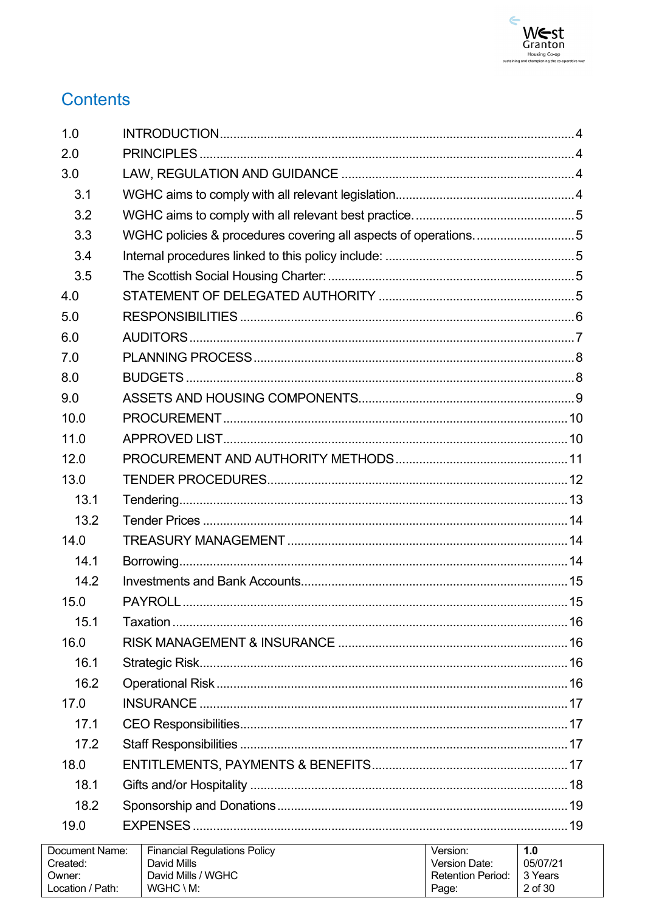# Contents

| | | |
|---|---|---|
| 1.0 | INTRODUCTION | 4 |
| 2.0 | PRINCIPLES | 4 |
| 3.0 | LAW, REGULATION AND GUIDANCE | 4 |
| 3.1 | WGHC aims to comply with all relevant legislation | 4 |
| 3.2 | WGHC aims to comply with all relevant best practice. | 5 |
| 3.3 | WGHC policies & procedures covering all aspects of operations. | 5 |
| 3.4 | Internal procedures linked to this policy include: | 5 |
| 3.5 | The Scottish Social Housing Charter: | 5 |
| 4.0 | STATEMENT OF DELEGATED AUTHORITY | 5 |
| 5.0 | RESPONSIBILITIES | 6 |
| 6.0 | AUDITORS | 7 |
| 7.0 | PLANNING PROCESS | 8 |
| 8.0 | BUDGETS | 8 |
| 9.0 | ASSETS AND HOUSING COMPONENTS | 9 |
| 10.0 | PROCUREMENT | 10 |
| 11.0 | APPROVED LIST | 10 |
| 12.0 | PROCUREMENT AND AUTHORITY METHODS | 11 |
| 13.0 | TENDER PROCEDURES | 12 |
| 13.1 | Tendering | 13 |
| 13.2 | Tender Prices | 14 |
| 14.0 | TREASURY MANAGEMENT | 14 |
| 14.1 | Borrowing | 14 |
| 14.2 | Investments and Bank Accounts | 15 |
| 15.0 | PAYROLL | 15 |
| 15.1 | Taxation | 16 |
| 16.0 | RISK MANAGEMENT & INSURANCE | 16 |
| 16.1 | Strategic Risk | 16 |
| 16.2 | Operational Risk | 16 |
| 17.0 | INSURANCE | 17 |
| 17.1 | CEO Responsibilities | 17 |
| 17.2 | Staff Responsibilities | 17 |
| 18.0 | ENTITLEMENTS, PAYMENTS & BENEFITS | 17 |
| 18.1 | Gifts and/or Hospitality | 18 |
| 18.2 | Sponsorship and Donations | 19 |
| 19.0 | EXPENSES | 19 |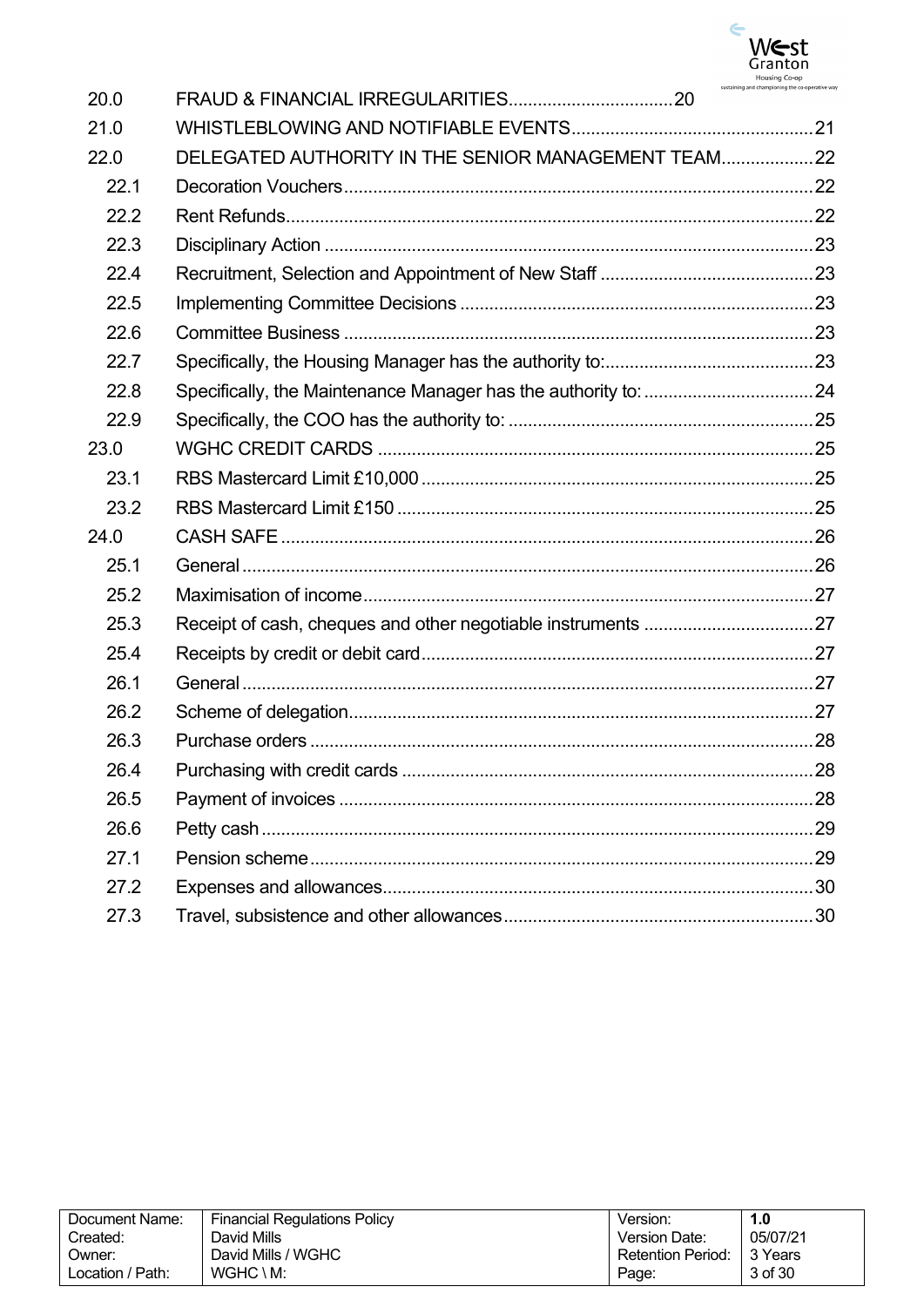| | | |
|---|---|---|
| 20.0 | FRAUD & FINANCIAL IRREGULARITIES | 20 |
| 21.0 | WHISTLEBLOWING AND NOTIFIABLE EVENTS | 21 |
| 22.0 | DELEGATED AUTHORITY IN THE SENIOR MANAGEMENT TEAM | 22 |
| 22.1 | Decoration Vouchers | 22 |
| 22.2 | Rent Refunds | 22 |
| 22.3 | Disciplinary Action | 23 |
| 22.4 | Recruitment, Selection and Appointment of New Staff | 23 |
| 22.5 | Implementing Committee Decisions | 23 |
| 22.6 | Committee Business | 23 |
| 22.7 | Specifically, the Housing Manager has the authority to: | 23 |
| 22.8 | Specifically, the Maintenance Manager has the authority to: | 24 |
| 22.9 | Specifically, the COO has the authority to: | 25 |
| 23.0 | WGHC CREDIT CARDS | 25 |
| 23.1 | RBS Mastercard Limit £10,000 | 25 |
| 23.2 | RBS Mastercard Limit £150 | 25 |
| 24.0 | CASH SAFE | 26 |
| 25.1 | General | 26 |
| 25.2 | Maximisation of income | 27 |
| 25.3 | Receipt of cash, cheques and other negotiable instruments | 27 |
| 25.4 | Receipts by credit or debit card | 27 |
| 26.1 | General | 27 |
| 26.2 | Scheme of delegation | 27 |
| 26.3 | Purchase orders | 28 |
| 26.4 | Purchasing with credit cards | 28 |
| 26.5 | Payment of invoices | 28 |
| 26.6 | Petty cash | 29 |
| 27.1 | Pension scheme | 29 |
| 27.2 | Expenses and allowances | 30 |
| 27.3 | Travel, subsistence and other allowances | 30 |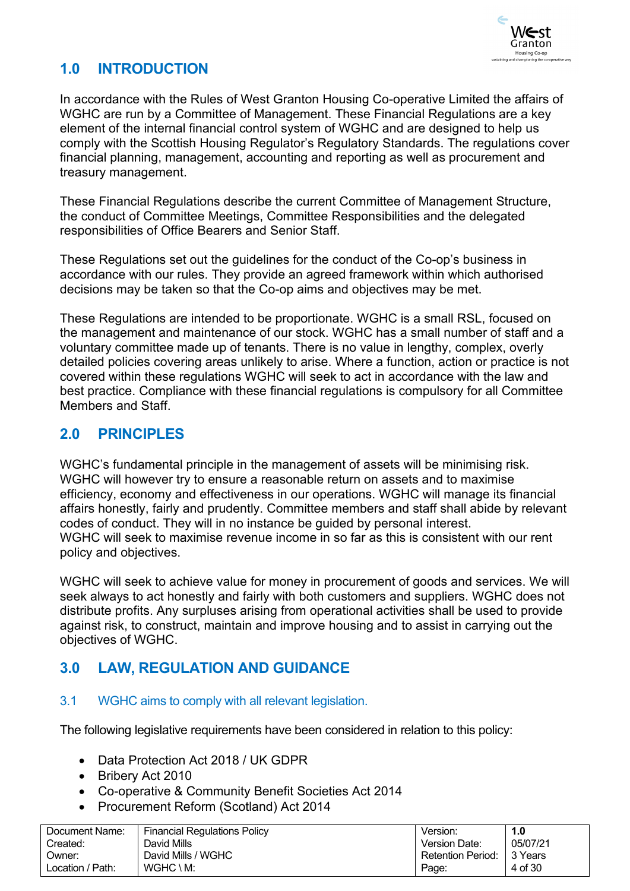## 1.0 INTRODUCTION

In accordance with the Rules of West Granton Housing Co-operative Limited the affairs of WGHC are run by a Committee of Management. These Financial Regulations are a key element of the internal financial control system of WGHC and are designed to help us comply with the Scottish Housing Regulator's Regulatory Standards. The regulations cover financial planning, management, accounting and reporting as well as procurement and treasury management.

These Financial Regulations describe the current Committee of Management Structure, the conduct of Committee Meetings, Committee Responsibilities and the delegated responsibilities of Office Bearers and Senior Staff.

These Regulations set out the guidelines for the conduct of the Co-op's business in accordance with our rules. They provide an agreed framework within which authorised decisions may be taken so that the Co-op aims and objectives may be met.

These Regulations are intended to be proportionate. WGHC is a small RSL, focused on the management and maintenance of our stock. WGHC has a small number of staff and a voluntary committee made up of tenants. There is no value in lengthy, complex, overly detailed policies covering areas unlikely to arise. Where a function, action or practice is not covered within these regulations WGHC will seek to act in accordance with the law and best practice. Compliance with these financial regulations is compulsory for all Committee Members and Staff.

## 2.0 PRINCIPLES

WGHC's fundamental principle in the management of assets will be minimising risk. WGHC will however try to ensure a reasonable return on assets and to maximise efficiency, economy and effectiveness in our operations. WGHC will manage its financial affairs honestly, fairly and prudently. Committee members and staff shall abide by relevant codes of conduct. They will in no instance be guided by personal interest.
WGHC will seek to maximise revenue income in so far as this is consistent with our rent policy and objectives.

WGHC will seek to achieve value for money in procurement of goods and services. We will seek always to act honestly and fairly with both customers and suppliers. WGHC does not distribute profits. Any surpluses arising from operational activities shall be used to provide against risk, to construct, maintain and improve housing and to assist in carrying out the objectives of WGHC.

## 3.0 LAW, REGULATION AND GUIDANCE

### 3.1 WGHC aims to comply with all relevant legislation.

The following legislative requirements have been considered in relation to this policy:

- Data Protection Act 2018 / UK GDPR
- Bribery Act 2010
- Co-operative & Community Benefit Societies Act 2014
- Procurement Reform (Scotland) Act 2014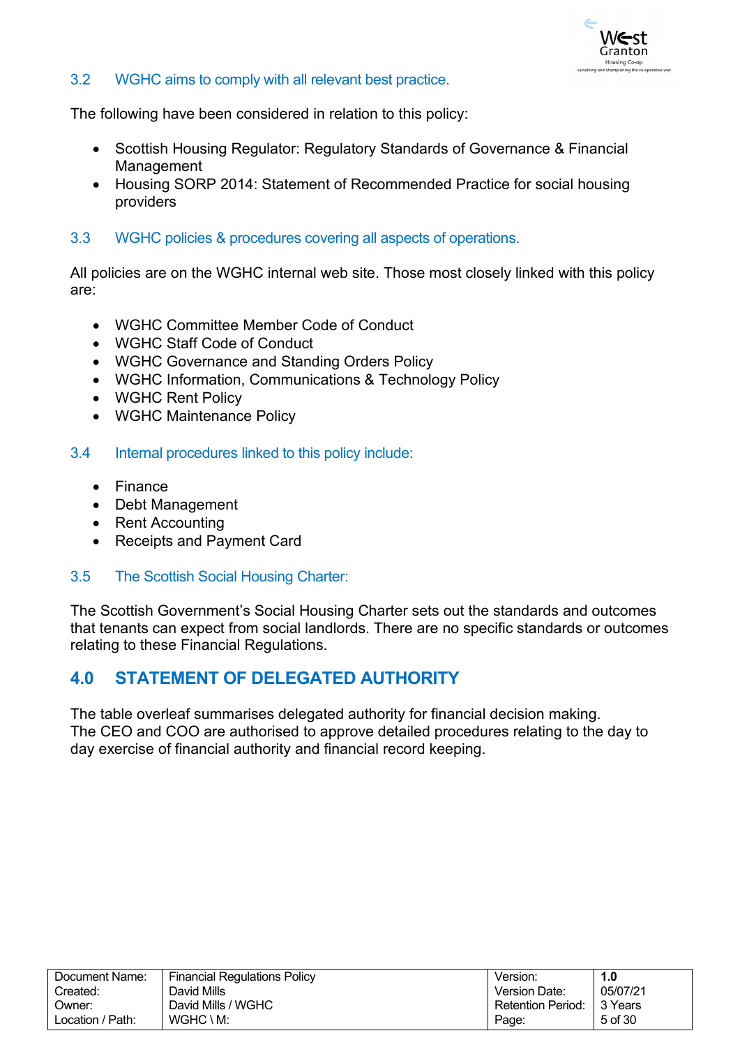### 3.2 WGHC aims to comply with all relevant best practice.

The following have been considered in relation to this policy:

- Scottish Housing Regulator: Regulatory Standards of Governance & Financial Management
- Housing SORP 2014: Statement of Recommended Practice for social housing providers

### 3.3 WGHC policies & procedures covering all aspects of operations.

All policies are on the WGHC internal web site. Those most closely linked with this policy are:

- WGHC Committee Member Code of Conduct
- WGHC Staff Code of Conduct
- WGHC Governance and Standing Orders Policy
- WGHC Information, Communications & Technology Policy
- WGHC Rent Policy
- WGHC Maintenance Policy

### 3.4 Internal procedures linked to this policy include:

- Finance
- Debt Management
- Rent Accounting
- Receipts and Payment Card

### 3.5 The Scottish Social Housing Charter:

The Scottish Government's Social Housing Charter sets out the standards and outcomes that tenants can expect from social landlords. There are no specific standards or outcomes relating to these Financial Regulations.

## 4.0 STATEMENT OF DELEGATED AUTHORITY

The table overleaf summarises delegated authority for financial decision making. The CEO and COO are authorised to approve detailed procedures relating to the day to day exercise of financial authority and financial record keeping.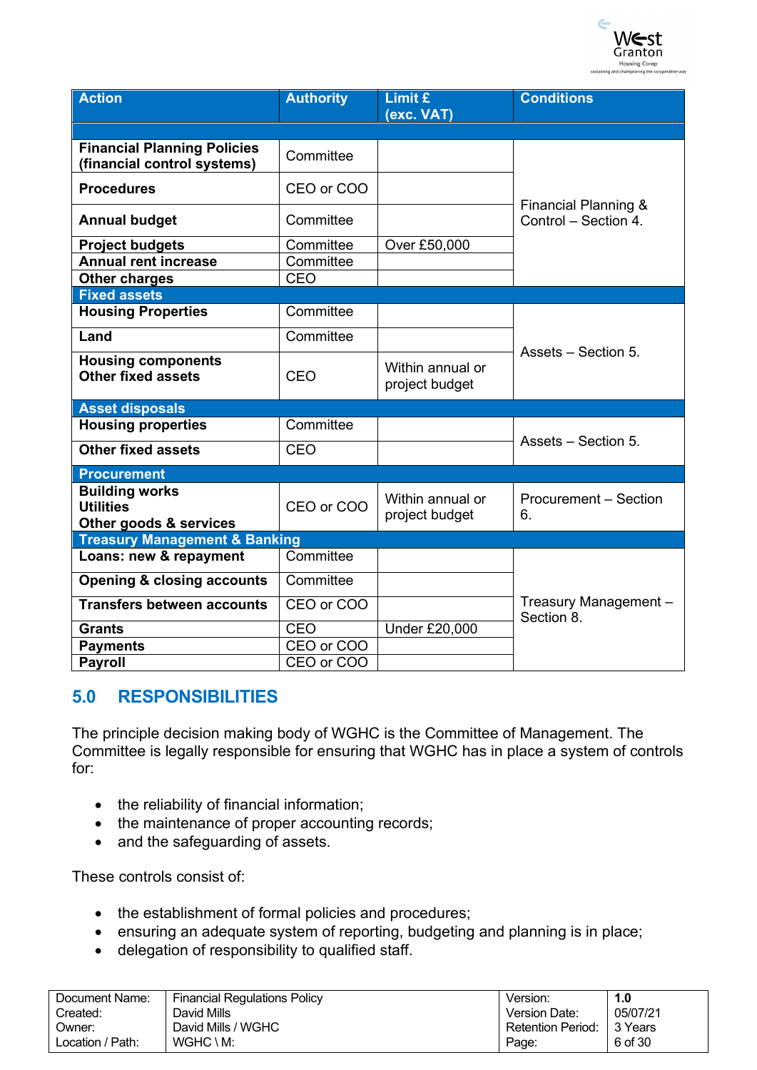| Action | Authority | Limit £ (exc. VAT) | Conditions |
|---|---|---|---|
| | | | |
| **Financial Planning Policies (financial control systems)** | Committee | | Financial Planning & Control – Section 4. |
| **Procedures** | CEO or COO | | |
| **Annual budget** | Committee | | |
| **Project budgets** | Committee | Over £50,000 | |
| **Annual rent increase** | Committee | | |
| **Other charges** | CEO | | |
| **Fixed assets** | | | |
| **Housing Properties** | Committee | | Assets – Section 5. |
| **Land** | Committee | | |
| **Housing components Other fixed assets** | CEO | Within annual or project budget | |
| **Asset disposals** | | | |
| **Housing properties** | Committee | | Assets – Section 5. |
| **Other fixed assets** | CEO | | |
| **Procurement** | | | |
| **Building works Utilities Other goods & services** | CEO or COO | Within annual or project budget | Procurement – Section 6. |
| **Treasury Management & Banking** | | | |
| **Loans: new & repayment** | Committee | | Treasury Management – Section 8. |
| **Opening & closing accounts** | Committee | | |
| **Transfers between accounts** | CEO or COO | | |
| **Grants** | CEO | Under £20,000 | |
| **Payments** | CEO or COO | | |
| **Payroll** | CEO or COO | | |

## 5.0 RESPONSIBILITIES

The principle decision making body of WGHC is the Committee of Management. The Committee is legally responsible for ensuring that WGHC has in place a system of controls for:

- the reliability of financial information;
- the maintenance of proper accounting records;
- and the safeguarding of assets.

These controls consist of:

- the establishment of formal policies and procedures;
- ensuring an adequate system of reporting, budgeting and planning is in place;
- delegation of responsibility to qualified staff.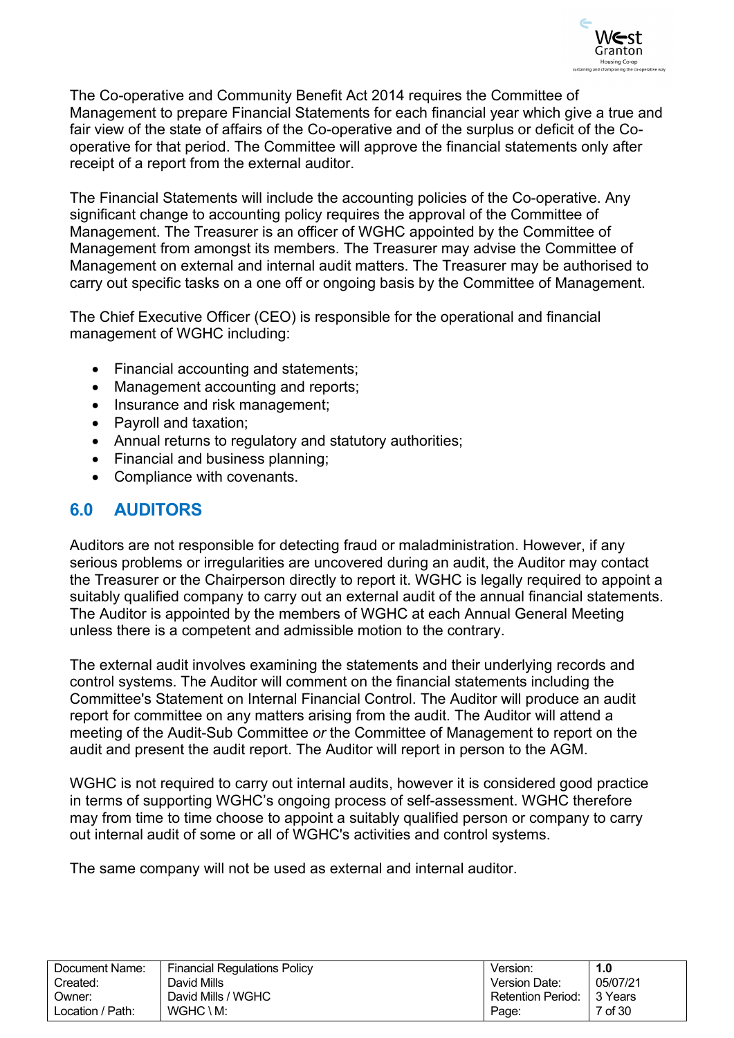The Co-operative and Community Benefit Act 2014 requires the Committee of Management to prepare Financial Statements for each financial year which give a true and fair view of the state of affairs of the Co-operative and of the surplus or deficit of the Co-operative for that period. The Committee will approve the financial statements only after receipt of a report from the external auditor.

The Financial Statements will include the accounting policies of the Co-operative. Any significant change to accounting policy requires the approval of the Committee of Management. The Treasurer is an officer of WGHC appointed by the Committee of Management from amongst its members. The Treasurer may advise the Committee of Management on external and internal audit matters. The Treasurer may be authorised to carry out specific tasks on a one off or ongoing basis by the Committee of Management.

The Chief Executive Officer (CEO) is responsible for the operational and financial management of WGHC including:

- Financial accounting and statements;
- Management accounting and reports;
- Insurance and risk management;
- Payroll and taxation;
- Annual returns to regulatory and statutory authorities;
- Financial and business planning;
- Compliance with covenants.

## 6.0 AUDITORS

Auditors are not responsible for detecting fraud or maladministration. However, if any serious problems or irregularities are uncovered during an audit, the Auditor may contact the Treasurer or the Chairperson directly to report it. WGHC is legally required to appoint a suitably qualified company to carry out an external audit of the annual financial statements. The Auditor is appointed by the members of WGHC at each Annual General Meeting unless there is a competent and admissible motion to the contrary.

The external audit involves examining the statements and their underlying records and control systems. The Auditor will comment on the financial statements including the Committee's Statement on Internal Financial Control. The Auditor will produce an audit report for committee on any matters arising from the audit. The Auditor will attend a meeting of the Audit-Sub Committee *or* the Committee of Management to report on the audit and present the audit report. The Auditor will report in person to the AGM.

WGHC is not required to carry out internal audits, however it is considered good practice in terms of supporting WGHC's ongoing process of self-assessment. WGHC therefore may from time to time choose to appoint a suitably qualified person or company to carry out internal audit of some or all of WGHC's activities and control systems.

The same company will not be used as external and internal auditor.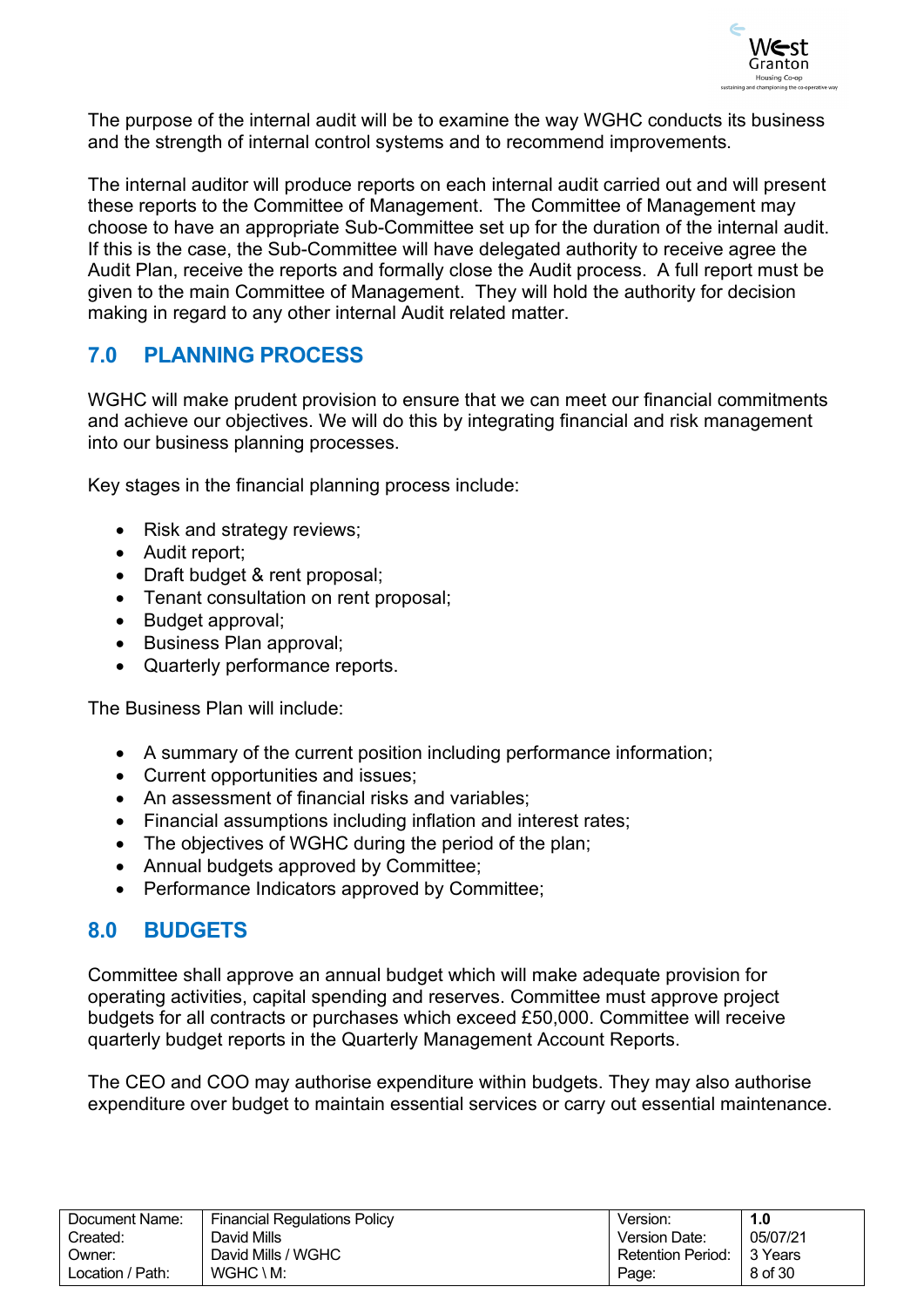The purpose of the internal audit will be to examine the way WGHC conducts its business and the strength of internal control systems and to recommend improvements.

The internal auditor will produce reports on each internal audit carried out and will present these reports to the Committee of Management. The Committee of Management may choose to have an appropriate Sub-Committee set up for the duration of the internal audit. If this is the case, the Sub-Committee will have delegated authority to receive agree the Audit Plan, receive the reports and formally close the Audit process. A full report must be given to the main Committee of Management. They will hold the authority for decision making in regard to any other internal Audit related matter.

## 7.0 PLANNING PROCESS

WGHC will make prudent provision to ensure that we can meet our financial commitments and achieve our objectives. We will do this by integrating financial and risk management into our business planning processes.

Key stages in the financial planning process include:

- Risk and strategy reviews;
- Audit report;
- Draft budget & rent proposal;
- Tenant consultation on rent proposal;
- Budget approval;
- Business Plan approval;
- Quarterly performance reports.

The Business Plan will include:

- A summary of the current position including performance information;
- Current opportunities and issues;
- An assessment of financial risks and variables;
- Financial assumptions including inflation and interest rates;
- The objectives of WGHC during the period of the plan;
- Annual budgets approved by Committee;
- Performance Indicators approved by Committee;

## 8.0 BUDGETS

Committee shall approve an annual budget which will make adequate provision for operating activities, capital spending and reserves. Committee must approve project budgets for all contracts or purchases which exceed £50,000. Committee will receive quarterly budget reports in the Quarterly Management Account Reports.

The CEO and COO may authorise expenditure within budgets. They may also authorise expenditure over budget to maintain essential services or carry out essential maintenance.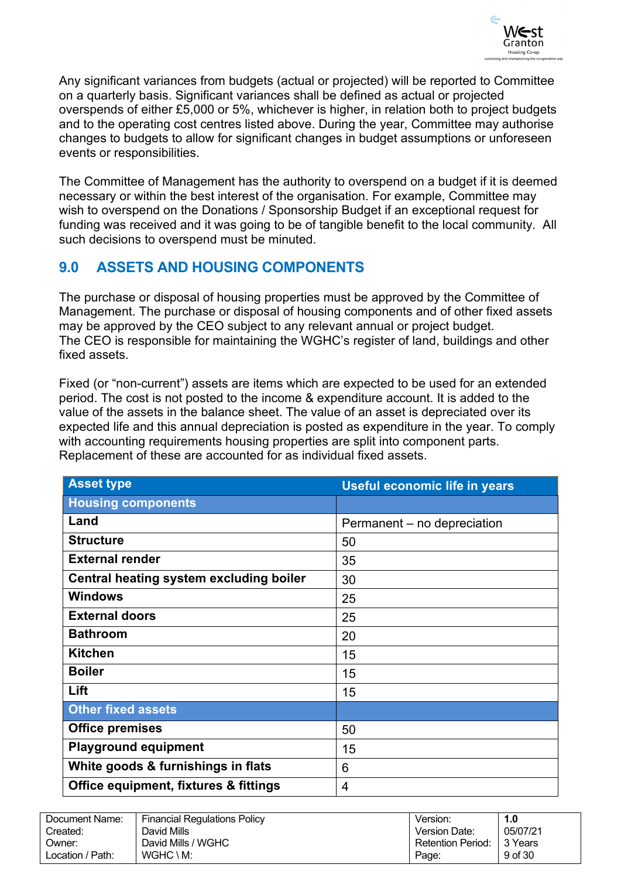Any significant variances from budgets (actual or projected) will be reported to Committee on a quarterly basis. Significant variances shall be defined as actual or projected overspends of either £5,000 or 5%, whichever is higher, in relation both to project budgets and to the operating cost centres listed above. During the year, Committee may authorise changes to budgets to allow for significant changes in budget assumptions or unforeseen events or responsibilities.

The Committee of Management has the authority to overspend on a budget if it is deemed necessary or within the best interest of the organisation. For example, Committee may wish to overspend on the Donations / Sponsorship Budget if an exceptional request for funding was received and it was going to be of tangible benefit to the local community. All such decisions to overspend must be minuted.

## 9.0 ASSETS AND HOUSING COMPONENTS

The purchase or disposal of housing properties must be approved by the Committee of Management. The purchase or disposal of housing components and of other fixed assets may be approved by the CEO subject to any relevant annual or project budget.
The CEO is responsible for maintaining the WGHC's register of land, buildings and other fixed assets.

Fixed (or "non-current") assets are items which are expected to be used for an extended period. The cost is not posted to the income & expenditure account. It is added to the value of the assets in the balance sheet. The value of an asset is depreciated over its expected life and this annual depreciation is posted as expenditure in the year. To comply with accounting requirements housing properties are split into component parts. Replacement of these are accounted for as individual fixed assets.

| Asset type | Useful economic life in years |
|---|---|
| **Housing components** | |
| **Land** | Permanent – no depreciation |
| **Structure** | 50 |
| **External render** | 35 |
| **Central heating system excluding boiler** | 30 |
| **Windows** | 25 |
| **External doors** | 25 |
| **Bathroom** | 20 |
| **Kitchen** | 15 |
| **Boiler** | 15 |
| **Lift** | 15 |
| **Other fixed assets** | |
| **Office premises** | 50 |
| **Playground equipment** | 15 |
| **White goods & furnishings in flats** | 6 |
| **Office equipment, fixtures & fittings** | 4 |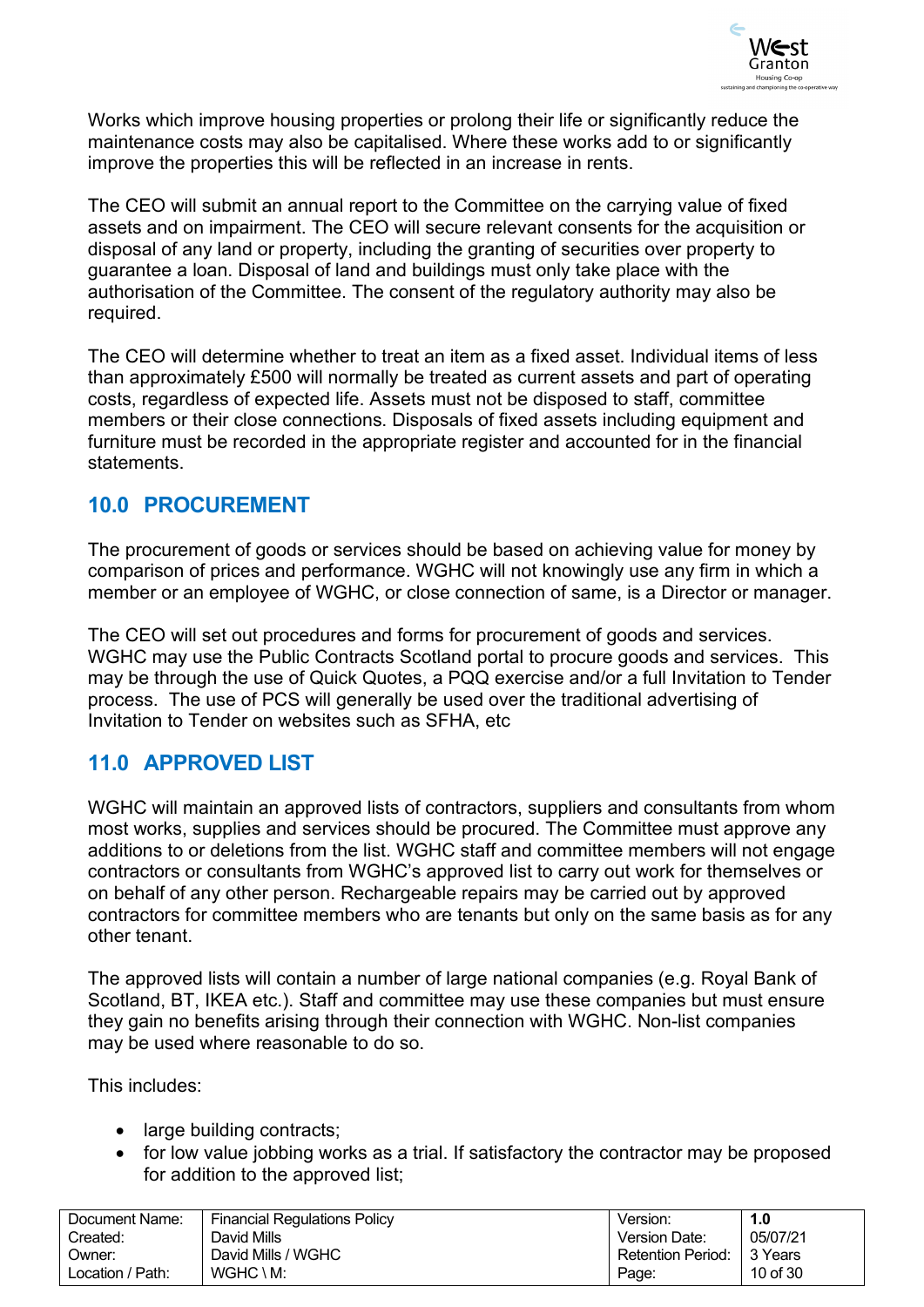Works which improve housing properties or prolong their life or significantly reduce the maintenance costs may also be capitalised. Where these works add to or significantly improve the properties this will be reflected in an increase in rents.

The CEO will submit an annual report to the Committee on the carrying value of fixed assets and on impairment. The CEO will secure relevant consents for the acquisition or disposal of any land or property, including the granting of securities over property to guarantee a loan. Disposal of land and buildings must only take place with the authorisation of the Committee. The consent of the regulatory authority may also be required.

The CEO will determine whether to treat an item as a fixed asset. Individual items of less than approximately £500 will normally be treated as current assets and part of operating costs, regardless of expected life. Assets must not be disposed to staff, committee members or their close connections. Disposals of fixed assets including equipment and furniture must be recorded in the appropriate register and accounted for in the financial statements.

## 10.0 PROCUREMENT

The procurement of goods or services should be based on achieving value for money by comparison of prices and performance. WGHC will not knowingly use any firm in which a member or an employee of WGHC, or close connection of same, is a Director or manager.

The CEO will set out procedures and forms for procurement of goods and services. WGHC may use the Public Contracts Scotland portal to procure goods and services. This may be through the use of Quick Quotes, a PQQ exercise and/or a full Invitation to Tender process. The use of PCS will generally be used over the traditional advertising of Invitation to Tender on websites such as SFHA, etc

## 11.0 APPROVED LIST

WGHC will maintain an approved lists of contractors, suppliers and consultants from whom most works, supplies and services should be procured. The Committee must approve any additions to or deletions from the list. WGHC staff and committee members will not engage contractors or consultants from WGHC's approved list to carry out work for themselves or on behalf of any other person. Rechargeable repairs may be carried out by approved contractors for committee members who are tenants but only on the same basis as for any other tenant.

The approved lists will contain a number of large national companies (e.g. Royal Bank of Scotland, BT, IKEA etc.). Staff and committee may use these companies but must ensure they gain no benefits arising through their connection with WGHC. Non-list companies may be used where reasonable to do so.

This includes:

- large building contracts;
- for low value jobbing works as a trial. If satisfactory the contractor may be proposed for addition to the approved list;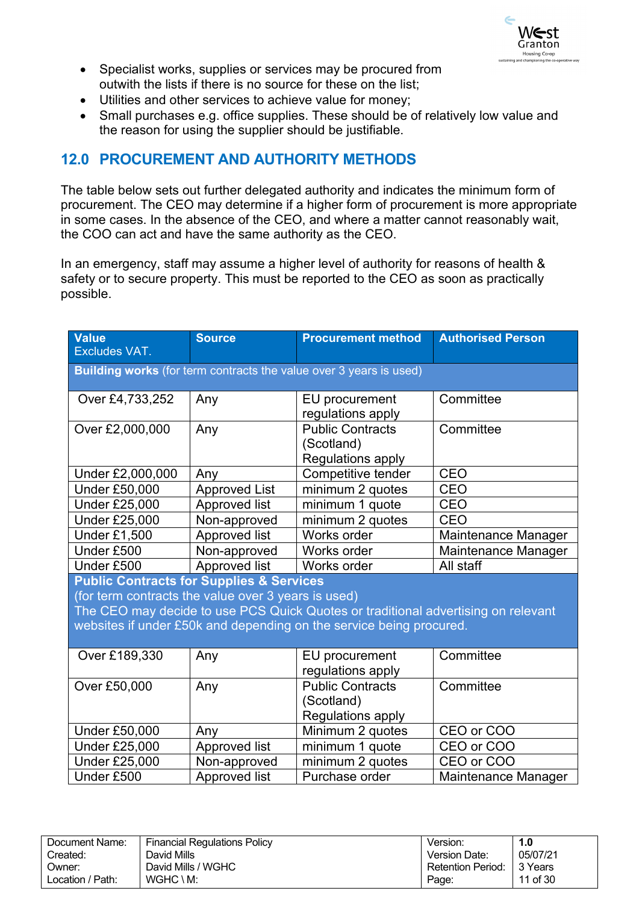- Specialist works, supplies or services may be procured from outwith the lists if there is no source for these on the list;
- Utilities and other services to achieve value for money;
- Small purchases e.g. office supplies. These should be of relatively low value and the reason for using the supplier should be justifiable.

## 12.0 PROCUREMENT AND AUTHORITY METHODS

The table below sets out further delegated authority and indicates the minimum form of procurement. The CEO may determine if a higher form of procurement is more appropriate in some cases. In the absence of the CEO, and where a matter cannot reasonably wait, the COO can act and have the same authority as the CEO.

In an emergency, staff may assume a higher level of authority for reasons of health & safety or to secure property. This must be reported to the CEO as soon as practically possible.

| **Value** Excludes VAT. | **Source** | **Procurement method** | **Authorised Person** |
|---|---|---|---|
| **Building works** (for term contracts the value over 3 years is used) | | | |
| Over £4,733,252 | Any | EU procurement regulations apply | Committee |
| Over £2,000,000 | Any | Public Contracts (Scotland) Regulations apply | Committee |
| Under £2,000,000 | Any | Competitive tender | CEO |
| Under £50,000 | Approved List | minimum 2 quotes | CEO |
| Under £25,000 | Approved list | minimum 1 quote | CEO |
| Under £25,000 | Non-approved | minimum 2 quotes | CEO |
| Under £1,500 | Approved list | Works order | Maintenance Manager |
| Under £500 | Non-approved | Works order | Maintenance Manager |
| Under £500 | Approved list | Works order | All staff |
| **Public Contracts for Supplies & Services** (for term contracts the value over 3 years is used) The CEO may decide to use PCS Quick Quotes or traditional advertising on relevant websites if under £50k and depending on the service being procured. | | | |
| Over £189,330 | Any | EU procurement regulations apply | Committee |
| Over £50,000 | Any | Public Contracts (Scotland) Regulations apply | Committee |
| Under £50,000 | Any | Minimum 2 quotes | CEO or COO |
| Under £25,000 | Approved list | minimum 1 quote | CEO or COO |
| Under £25,000 | Non-approved | minimum 2 quotes | CEO or COO |
| Under £500 | Approved list | Purchase order | Maintenance Manager |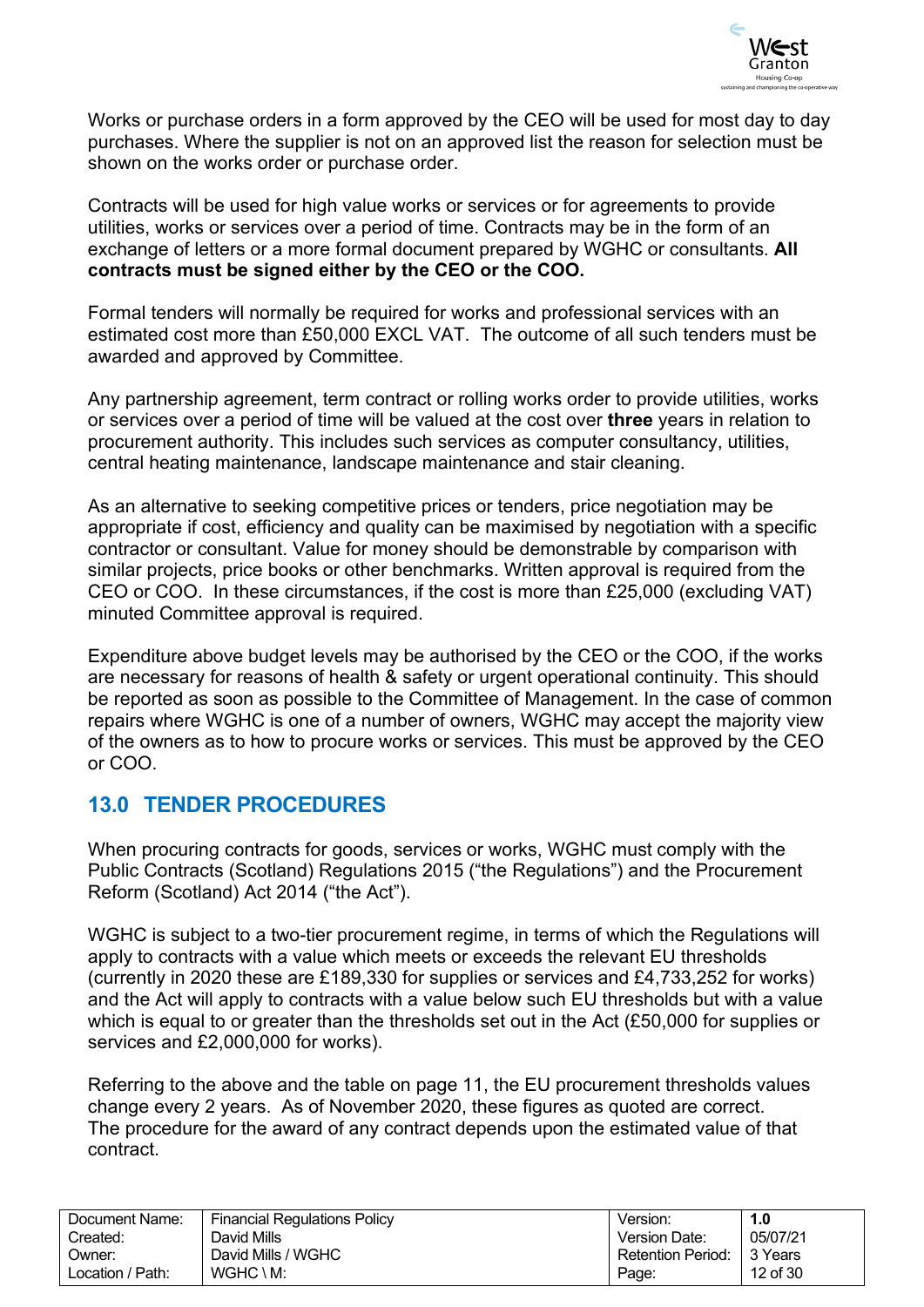Works or purchase orders in a form approved by the CEO will be used for most day to day purchases. Where the supplier is not on an approved list the reason for selection must be shown on the works order or purchase order.

Contracts will be used for high value works or services or for agreements to provide utilities, works or services over a period of time. Contracts may be in the form of an exchange of letters or a more formal document prepared by WGHC or consultants. **All contracts must be signed either by the CEO or the COO.**

Formal tenders will normally be required for works and professional services with an estimated cost more than £50,000 EXCL VAT. The outcome of all such tenders must be awarded and approved by Committee.

Any partnership agreement, term contract or rolling works order to provide utilities, works or services over a period of time will be valued at the cost over **three** years in relation to procurement authority. This includes such services as computer consultancy, utilities, central heating maintenance, landscape maintenance and stair cleaning.

As an alternative to seeking competitive prices or tenders, price negotiation may be appropriate if cost, efficiency and quality can be maximised by negotiation with a specific contractor or consultant. Value for money should be demonstrable by comparison with similar projects, price books or other benchmarks. Written approval is required from the CEO or COO. In these circumstances, if the cost is more than £25,000 (excluding VAT) minuted Committee approval is required.

Expenditure above budget levels may be authorised by the CEO or the COO, if the works are necessary for reasons of health & safety or urgent operational continuity. This should be reported as soon as possible to the Committee of Management. In the case of common repairs where WGHC is one of a number of owners, WGHC may accept the majority view of the owners as to how to procure works or services. This must be approved by the CEO or COO.

## 13.0 TENDER PROCEDURES

When procuring contracts for goods, services or works, WGHC must comply with the Public Contracts (Scotland) Regulations 2015 ("the Regulations") and the Procurement Reform (Scotland) Act 2014 ("the Act").

WGHC is subject to a two-tier procurement regime, in terms of which the Regulations will apply to contracts with a value which meets or exceeds the relevant EU thresholds (currently in 2020 these are £189,330 for supplies or services and £4,733,252 for works) and the Act will apply to contracts with a value below such EU thresholds but with a value which is equal to or greater than the thresholds set out in the Act (£50,000 for supplies or services and £2,000,000 for works).

Referring to the above and the table on page 11, the EU procurement thresholds values change every 2 years. As of November 2020, these figures as quoted are correct. The procedure for the award of any contract depends upon the estimated value of that contract.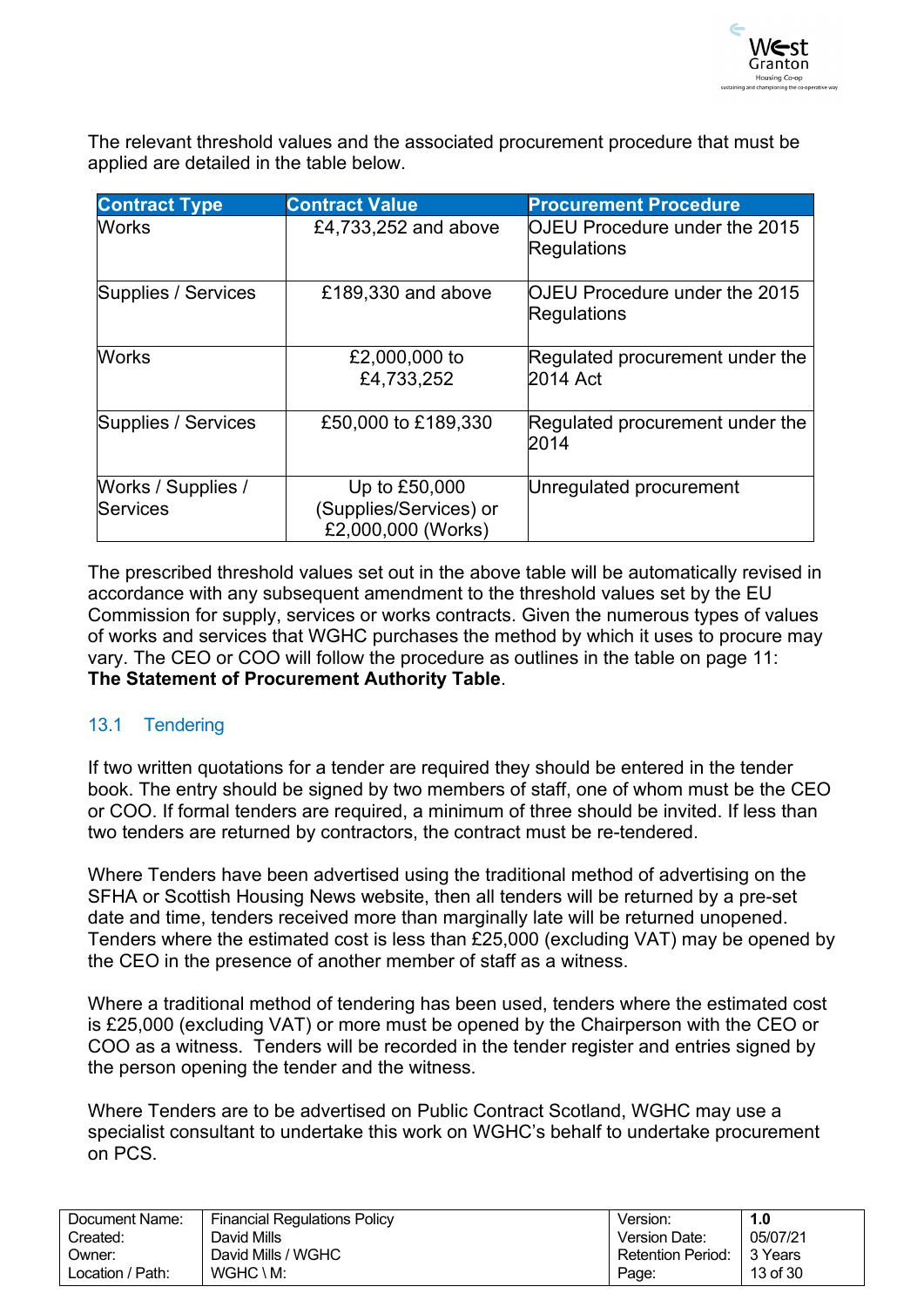The relevant threshold values and the associated procurement procedure that must be applied are detailed in the table below.

| Contract Type | Contract Value | Procurement Procedure |
|---|---|---|
| Works | £4,733,252 and above | OJEU Procedure under the 2015 Regulations |
| Supplies / Services | £189,330 and above | OJEU Procedure under the 2015 Regulations |
| Works | £2,000,000 to £4,733,252 | Regulated procurement under the 2014 Act |
| Supplies / Services | £50,000 to £189,330 | Regulated procurement under the 2014 |
| Works / Supplies / Services | Up to £50,000 (Supplies/Services) or £2,000,000 (Works) | Unregulated procurement |

The prescribed threshold values set out in the above table will be automatically revised in accordance with any subsequent amendment to the threshold values set by the EU Commission for supply, services or works contracts. Given the numerous types of values of works and services that WGHC purchases the method by which it uses to procure may vary. The CEO or COO will follow the procedure as outlines in the table on page 11: **The Statement of Procurement Authority Table**.

## 13.1 Tendering

If two written quotations for a tender are required they should be entered in the tender book. The entry should be signed by two members of staff, one of whom must be the CEO or COO. If formal tenders are required, a minimum of three should be invited. If less than two tenders are returned by contractors, the contract must be re-tendered.

Where Tenders have been advertised using the traditional method of advertising on the SFHA or Scottish Housing News website, then all tenders will be returned by a pre-set date and time, tenders received more than marginally late will be returned unopened. Tenders where the estimated cost is less than £25,000 (excluding VAT) may be opened by the CEO in the presence of another member of staff as a witness.

Where a traditional method of tendering has been used, tenders where the estimated cost is £25,000 (excluding VAT) or more must be opened by the Chairperson with the CEO or COO as a witness. Tenders will be recorded in the tender register and entries signed by the person opening the tender and the witness.

Where Tenders are to be advertised on Public Contract Scotland, WGHC may use a specialist consultant to undertake this work on WGHC's behalf to undertake procurement on PCS.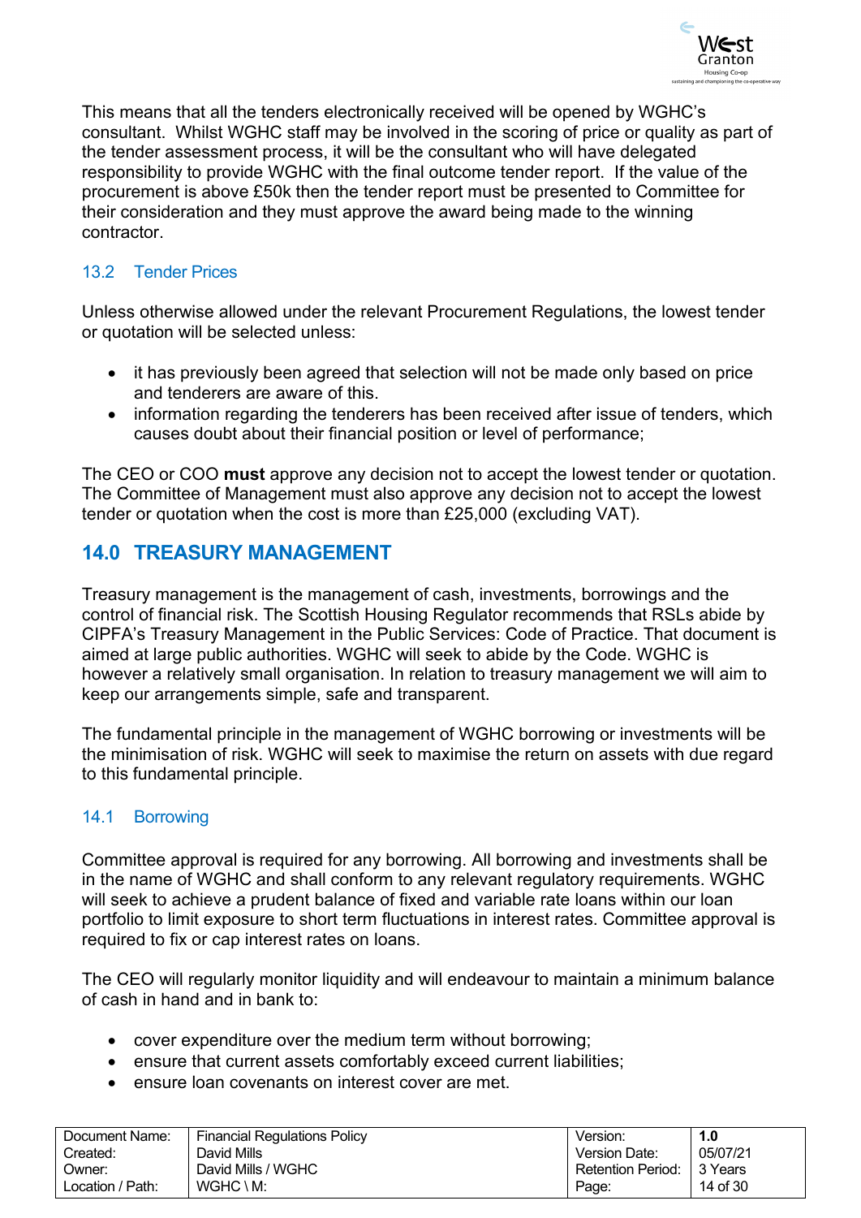This means that all the tenders electronically received will be opened by WGHC's consultant. Whilst WGHC staff may be involved in the scoring of price or quality as part of the tender assessment process, it will be the consultant who will have delegated responsibility to provide WGHC with the final outcome tender report. If the value of the procurement is above £50k then the tender report must be presented to Committee for their consideration and they must approve the award being made to the winning contractor.

### 13.2 Tender Prices

Unless otherwise allowed under the relevant Procurement Regulations, the lowest tender or quotation will be selected unless:

- it has previously been agreed that selection will not be made only based on price and tenderers are aware of this.
- information regarding the tenderers has been received after issue of tenders, which causes doubt about their financial position or level of performance;

The CEO or COO **must** approve any decision not to accept the lowest tender or quotation. The Committee of Management must also approve any decision not to accept the lowest tender or quotation when the cost is more than £25,000 (excluding VAT).

## 14.0 TREASURY MANAGEMENT

Treasury management is the management of cash, investments, borrowings and the control of financial risk. The Scottish Housing Regulator recommends that RSLs abide by CIPFA's Treasury Management in the Public Services: Code of Practice. That document is aimed at large public authorities. WGHC will seek to abide by the Code. WGHC is however a relatively small organisation. In relation to treasury management we will aim to keep our arrangements simple, safe and transparent.

The fundamental principle in the management of WGHC borrowing or investments will be the minimisation of risk. WGHC will seek to maximise the return on assets with due regard to this fundamental principle.

### 14.1 Borrowing

Committee approval is required for any borrowing. All borrowing and investments shall be in the name of WGHC and shall conform to any relevant regulatory requirements. WGHC will seek to achieve a prudent balance of fixed and variable rate loans within our loan portfolio to limit exposure to short term fluctuations in interest rates. Committee approval is required to fix or cap interest rates on loans.

The CEO will regularly monitor liquidity and will endeavour to maintain a minimum balance of cash in hand and in bank to:

- cover expenditure over the medium term without borrowing;
- ensure that current assets comfortably exceed current liabilities;
- ensure loan covenants on interest cover are met.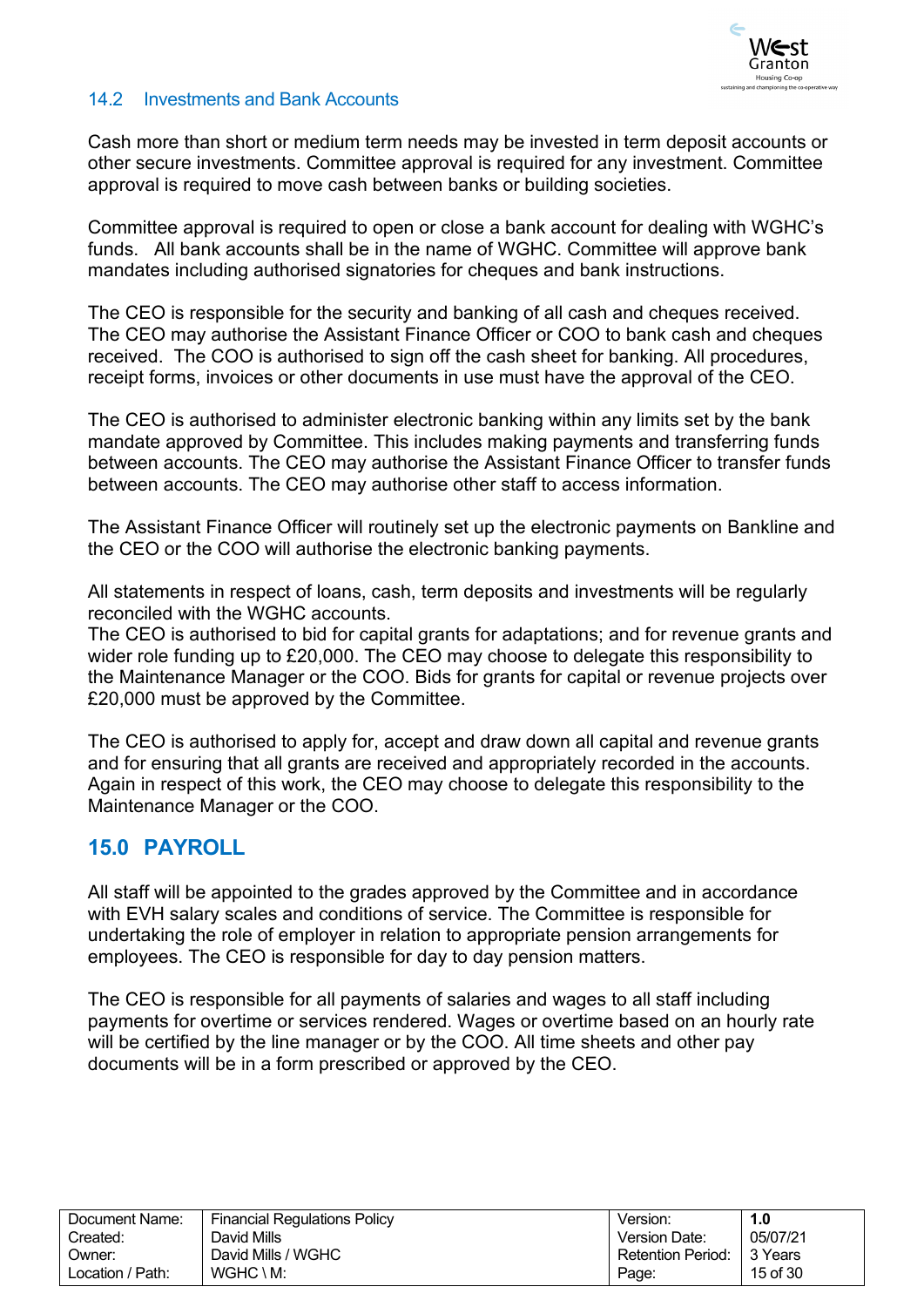### 14.2 Investments and Bank Accounts

Cash more than short or medium term needs may be invested in term deposit accounts or other secure investments. Committee approval is required for any investment. Committee approval is required to move cash between banks or building societies.

Committee approval is required to open or close a bank account for dealing with WGHC's funds. All bank accounts shall be in the name of WGHC. Committee will approve bank mandates including authorised signatories for cheques and bank instructions.

The CEO is responsible for the security and banking of all cash and cheques received. The CEO may authorise the Assistant Finance Officer or COO to bank cash and cheques received. The COO is authorised to sign off the cash sheet for banking. All procedures, receipt forms, invoices or other documents in use must have the approval of the CEO.

The CEO is authorised to administer electronic banking within any limits set by the bank mandate approved by Committee. This includes making payments and transferring funds between accounts. The CEO may authorise the Assistant Finance Officer to transfer funds between accounts. The CEO may authorise other staff to access information.

The Assistant Finance Officer will routinely set up the electronic payments on Bankline and the CEO or the COO will authorise the electronic banking payments.

All statements in respect of loans, cash, term deposits and investments will be regularly reconciled with the WGHC accounts.
The CEO is authorised to bid for capital grants for adaptations; and for revenue grants and wider role funding up to £20,000. The CEO may choose to delegate this responsibility to the Maintenance Manager or the COO. Bids for grants for capital or revenue projects over £20,000 must be approved by the Committee.

The CEO is authorised to apply for, accept and draw down all capital and revenue grants and for ensuring that all grants are received and appropriately recorded in the accounts. Again in respect of this work, the CEO may choose to delegate this responsibility to the Maintenance Manager or the COO.

## 15.0 PAYROLL

All staff will be appointed to the grades approved by the Committee and in accordance with EVH salary scales and conditions of service. The Committee is responsible for undertaking the role of employer in relation to appropriate pension arrangements for employees. The CEO is responsible for day to day pension matters.

The CEO is responsible for all payments of salaries and wages to all staff including payments for overtime or services rendered. Wages or overtime based on an hourly rate will be certified by the line manager or by the COO. All time sheets and other pay documents will be in a form prescribed or approved by the CEO.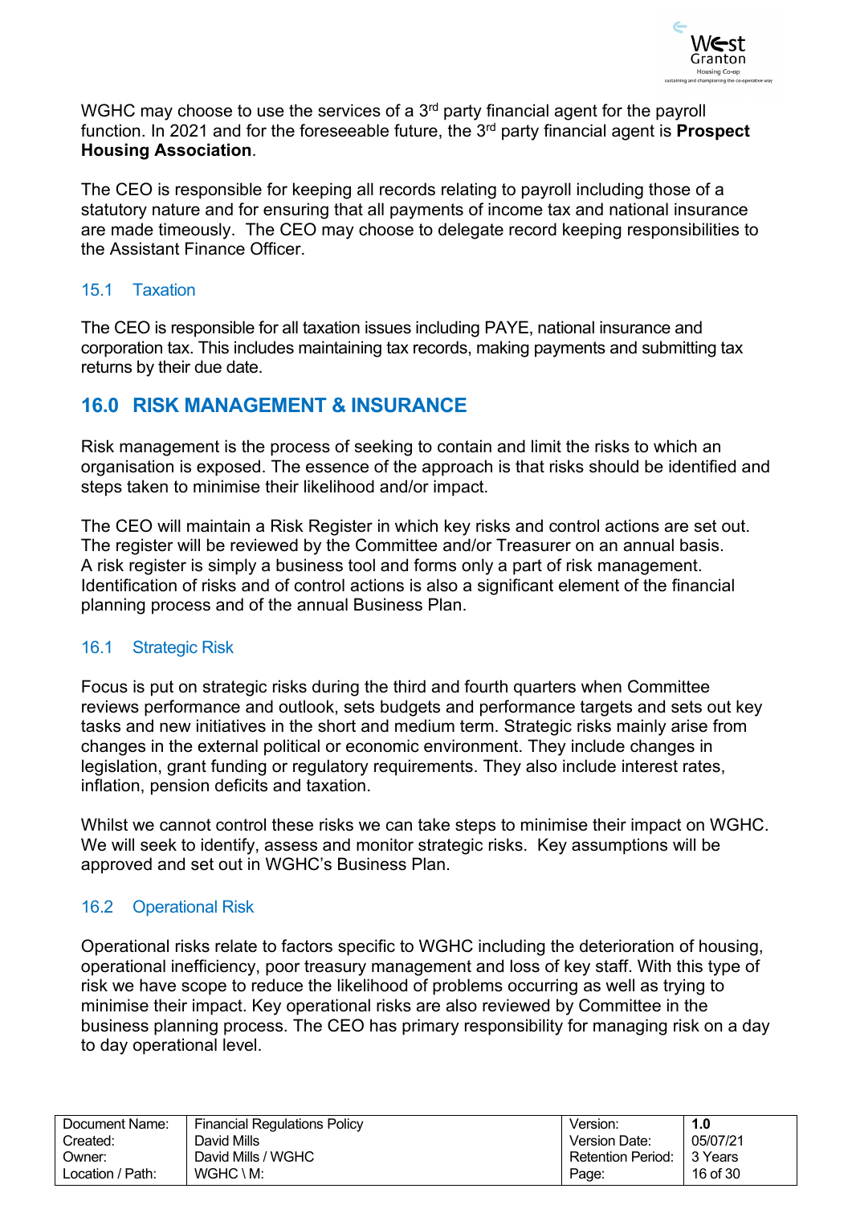WGHC may choose to use the services of a 3rd party financial agent for the payroll function. In 2021 and for the foreseeable future, the 3rd party financial agent is **Prospect Housing Association**.

The CEO is responsible for keeping all records relating to payroll including those of a statutory nature and for ensuring that all payments of income tax and national insurance are made timeously. The CEO may choose to delegate record keeping responsibilities to the Assistant Finance Officer.

### 15.1 Taxation

The CEO is responsible for all taxation issues including PAYE, national insurance and corporation tax. This includes maintaining tax records, making payments and submitting tax returns by their due date.

## 16.0 RISK MANAGEMENT & INSURANCE

Risk management is the process of seeking to contain and limit the risks to which an organisation is exposed. The essence of the approach is that risks should be identified and steps taken to minimise their likelihood and/or impact.

The CEO will maintain a Risk Register in which key risks and control actions are set out. The register will be reviewed by the Committee and/or Treasurer on an annual basis. A risk register is simply a business tool and forms only a part of risk management. Identification of risks and of control actions is also a significant element of the financial planning process and of the annual Business Plan.

### 16.1 Strategic Risk

Focus is put on strategic risks during the third and fourth quarters when Committee reviews performance and outlook, sets budgets and performance targets and sets out key tasks and new initiatives in the short and medium term. Strategic risks mainly arise from changes in the external political or economic environment. They include changes in legislation, grant funding or regulatory requirements. They also include interest rates, inflation, pension deficits and taxation.

Whilst we cannot control these risks we can take steps to minimise their impact on WGHC. We will seek to identify, assess and monitor strategic risks. Key assumptions will be approved and set out in WGHC's Business Plan.

### 16.2 Operational Risk

Operational risks relate to factors specific to WGHC including the deterioration of housing, operational inefficiency, poor treasury management and loss of key staff. With this type of risk we have scope to reduce the likelihood of problems occurring as well as trying to minimise their impact. Key operational risks are also reviewed by Committee in the business planning process. The CEO has primary responsibility for managing risk on a day to day operational level.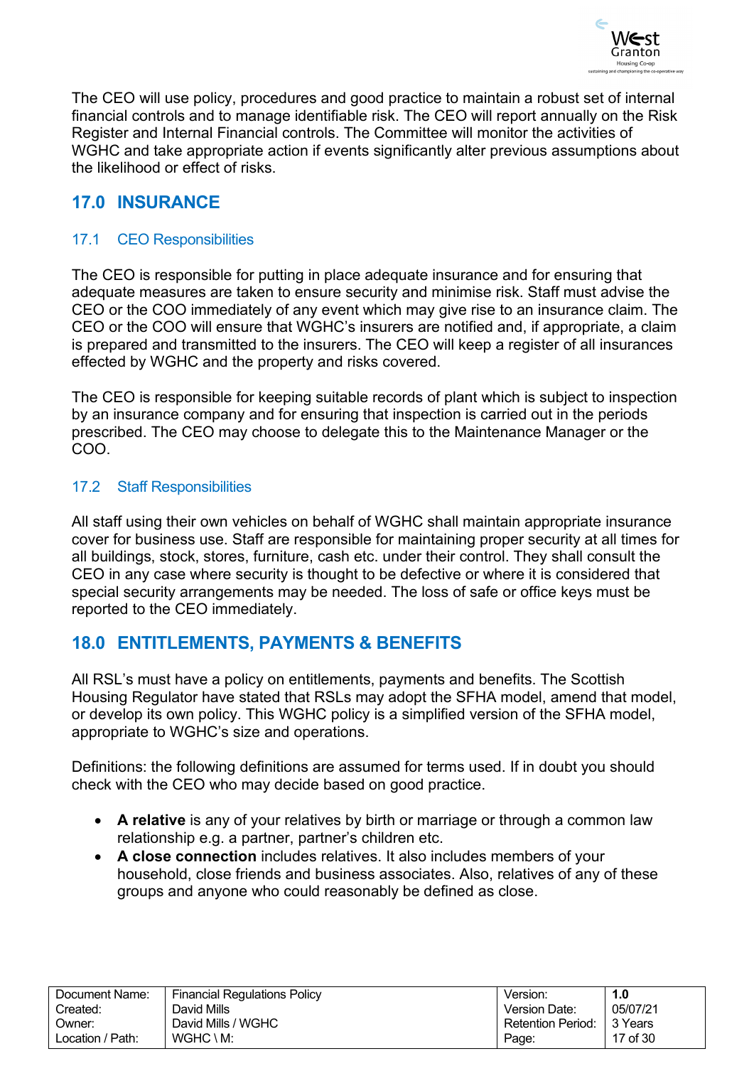The CEO will use policy, procedures and good practice to maintain a robust set of internal financial controls and to manage identifiable risk. The CEO will report annually on the Risk Register and Internal Financial controls. The Committee will monitor the activities of WGHC and take appropriate action if events significantly alter previous assumptions about the likelihood or effect of risks.

## 17.0 INSURANCE

### 17.1 CEO Responsibilities

The CEO is responsible for putting in place adequate insurance and for ensuring that adequate measures are taken to ensure security and minimise risk. Staff must advise the CEO or the COO immediately of any event which may give rise to an insurance claim. The CEO or the COO will ensure that WGHC's insurers are notified and, if appropriate, a claim is prepared and transmitted to the insurers. The CEO will keep a register of all insurances effected by WGHC and the property and risks covered.

The CEO is responsible for keeping suitable records of plant which is subject to inspection by an insurance company and for ensuring that inspection is carried out in the periods prescribed. The CEO may choose to delegate this to the Maintenance Manager or the COO.

### 17.2 Staff Responsibilities

All staff using their own vehicles on behalf of WGHC shall maintain appropriate insurance cover for business use. Staff are responsible for maintaining proper security at all times for all buildings, stock, stores, furniture, cash etc. under their control. They shall consult the CEO in any case where security is thought to be defective or where it is considered that special security arrangements may be needed. The loss of safe or office keys must be reported to the CEO immediately.

## 18.0 ENTITLEMENTS, PAYMENTS & BENEFITS

All RSL's must have a policy on entitlements, payments and benefits. The Scottish Housing Regulator have stated that RSLs may adopt the SFHA model, amend that model, or develop its own policy. This WGHC policy is a simplified version of the SFHA model, appropriate to WGHC's size and operations.

Definitions: the following definitions are assumed for terms used. If in doubt you should check with the CEO who may decide based on good practice.

- **A relative** is any of your relatives by birth or marriage or through a common law relationship e.g. a partner, partner's children etc.
- **A close connection** includes relatives. It also includes members of your household, close friends and business associates. Also, relatives of any of these groups and anyone who could reasonably be defined as close.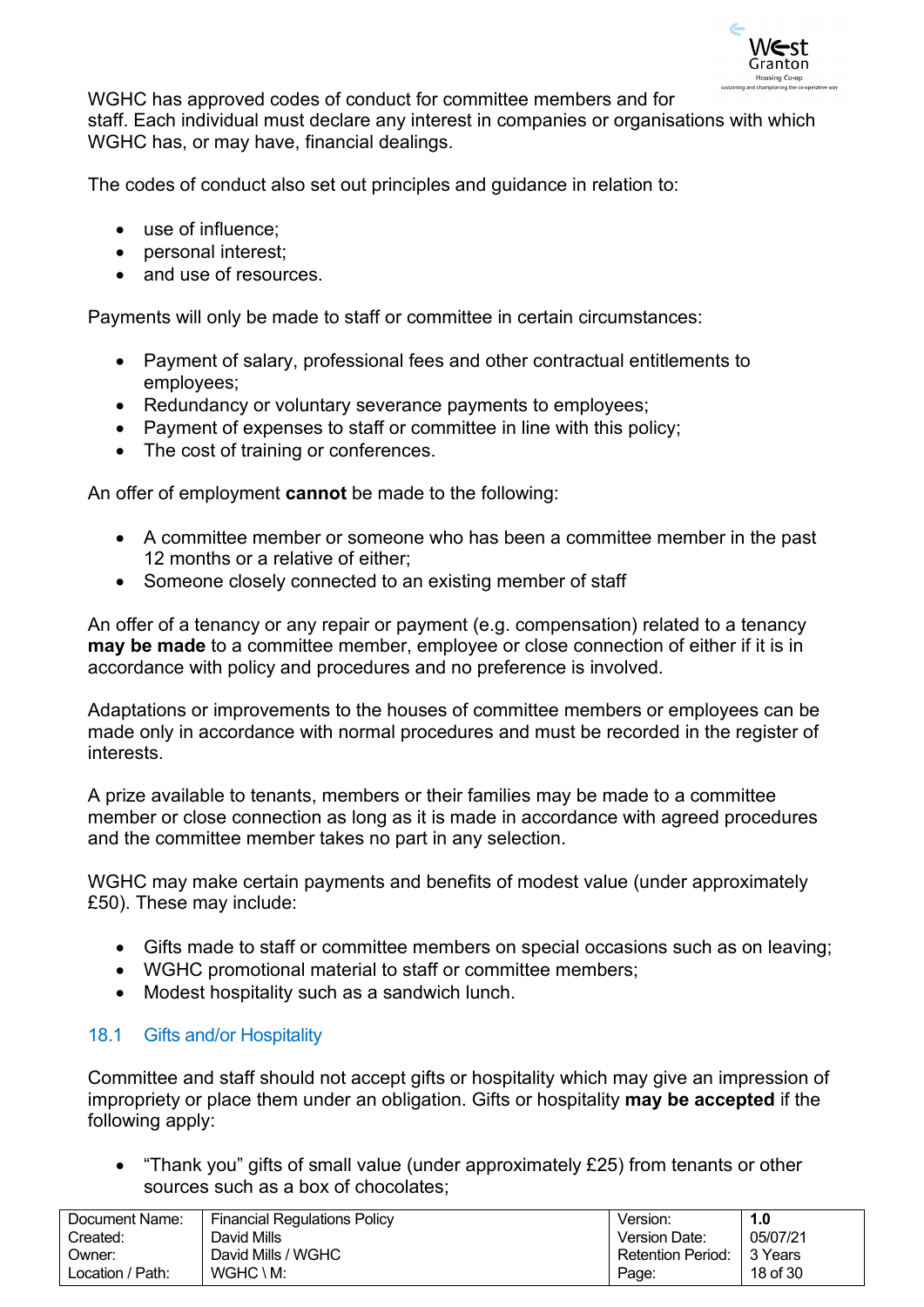WGHC has approved codes of conduct for committee members and for staff. Each individual must declare any interest in companies or organisations with which WGHC has, or may have, financial dealings.

The codes of conduct also set out principles and guidance in relation to:

- use of influence;
- personal interest;
- and use of resources.

Payments will only be made to staff or committee in certain circumstances:

- Payment of salary, professional fees and other contractual entitlements to employees;
- Redundancy or voluntary severance payments to employees;
- Payment of expenses to staff or committee in line with this policy;
- The cost of training or conferences.

An offer of employment **cannot** be made to the following:

- A committee member or someone who has been a committee member in the past 12 months or a relative of either;
- Someone closely connected to an existing member of staff

An offer of a tenancy or any repair or payment (e.g. compensation) related to a tenancy **may be made** to a committee member, employee or close connection of either if it is in accordance with policy and procedures and no preference is involved.

Adaptations or improvements to the houses of committee members or employees can be made only in accordance with normal procedures and must be recorded in the register of interests.

A prize available to tenants, members or their families may be made to a committee member or close connection as long as it is made in accordance with agreed procedures and the committee member takes no part in any selection.

WGHC may make certain payments and benefits of modest value (under approximately £50). These may include:

- Gifts made to staff or committee members on special occasions such as on leaving;
- WGHC promotional material to staff or committee members;
- Modest hospitality such as a sandwich lunch.

### 18.1 Gifts and/or Hospitality

Committee and staff should not accept gifts or hospitality which may give an impression of impropriety or place them under an obligation. Gifts or hospitality **may be accepted** if the following apply:

- "Thank you" gifts of small value (under approximately £25) from tenants or other sources such as a box of chocolates;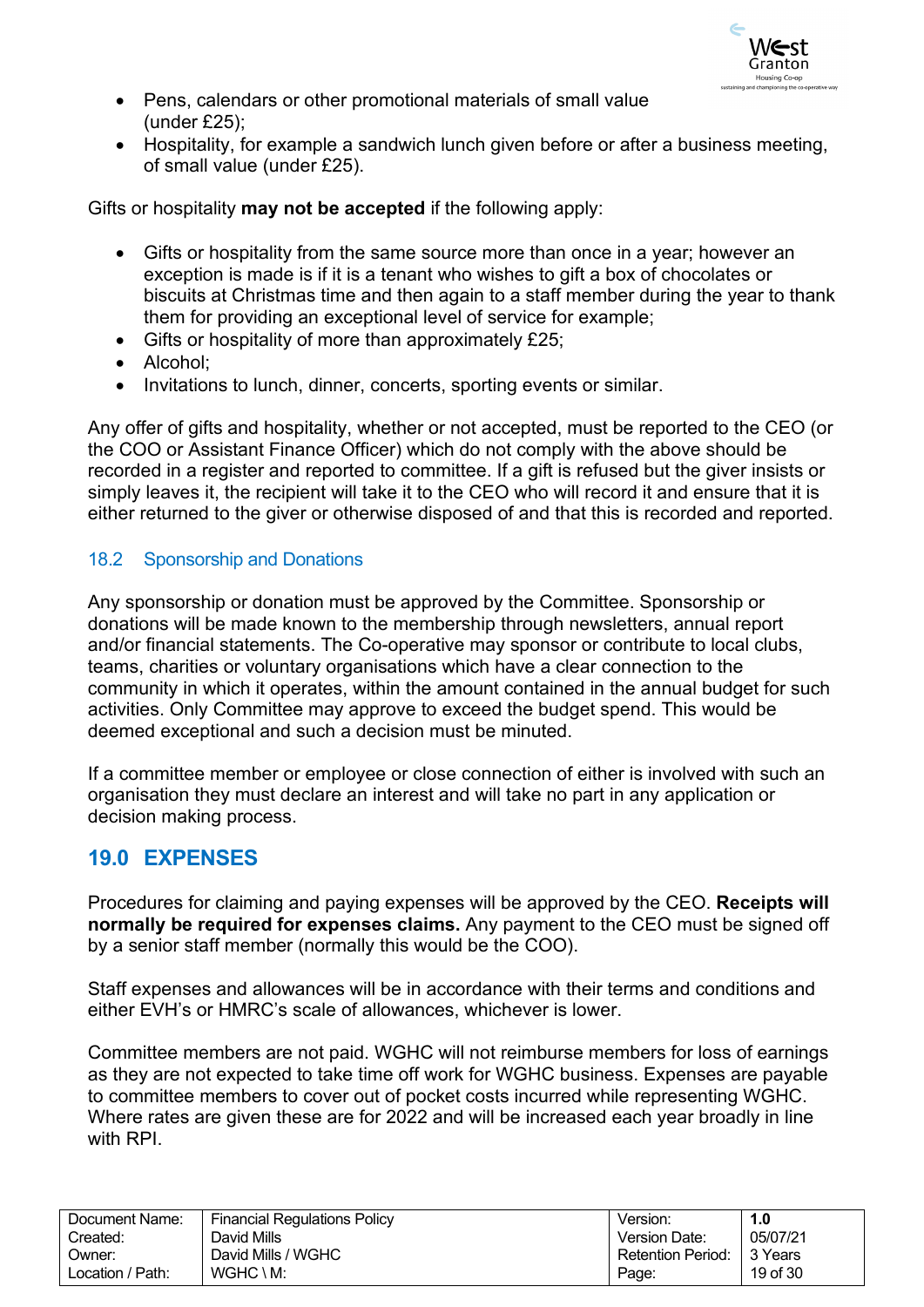- Pens, calendars or other promotional materials of small value (under £25);
- Hospitality, for example a sandwich lunch given before or after a business meeting, of small value (under £25).

Gifts or hospitality **may not be accepted** if the following apply:

- Gifts or hospitality from the same source more than once in a year; however an exception is made is if it is a tenant who wishes to gift a box of chocolates or biscuits at Christmas time and then again to a staff member during the year to thank them for providing an exceptional level of service for example;
- Gifts or hospitality of more than approximately £25;
- Alcohol;
- Invitations to lunch, dinner, concerts, sporting events or similar.

Any offer of gifts and hospitality, whether or not accepted, must be reported to the CEO (or the COO or Assistant Finance Officer) which do not comply with the above should be recorded in a register and reported to committee. If a gift is refused but the giver insists or simply leaves it, the recipient will take it to the CEO who will record it and ensure that it is either returned to the giver or otherwise disposed of and that this is recorded and reported.

### 18.2 Sponsorship and Donations

Any sponsorship or donation must be approved by the Committee. Sponsorship or donations will be made known to the membership through newsletters, annual report and/or financial statements. The Co-operative may sponsor or contribute to local clubs, teams, charities or voluntary organisations which have a clear connection to the community in which it operates, within the amount contained in the annual budget for such activities. Only Committee may approve to exceed the budget spend. This would be deemed exceptional and such a decision must be minuted.

If a committee member or employee or close connection of either is involved with such an organisation they must declare an interest and will take no part in any application or decision making process.

## 19.0 EXPENSES

Procedures for claiming and paying expenses will be approved by the CEO. **Receipts will normally be required for expenses claims.** Any payment to the CEO must be signed off by a senior staff member (normally this would be the COO).

Staff expenses and allowances will be in accordance with their terms and conditions and either EVH's or HMRC's scale of allowances, whichever is lower.

Committee members are not paid. WGHC will not reimburse members for loss of earnings as they are not expected to take time off work for WGHC business. Expenses are payable to committee members to cover out of pocket costs incurred while representing WGHC. Where rates are given these are for 2022 and will be increased each year broadly in line with RPI.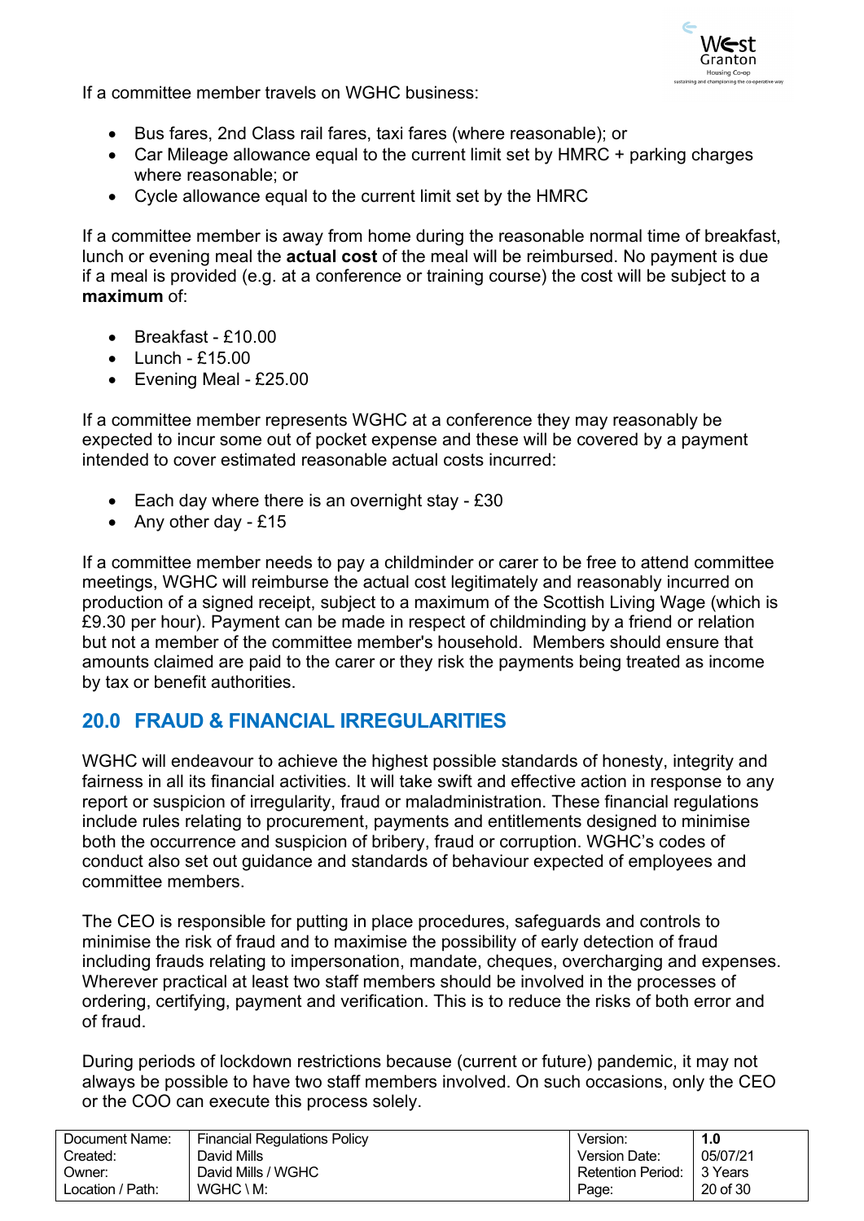If a committee member travels on WGHC business:

- Bus fares, 2nd Class rail fares, taxi fares (where reasonable); or
- Car Mileage allowance equal to the current limit set by HMRC + parking charges where reasonable; or
- Cycle allowance equal to the current limit set by the HMRC

If a committee member is away from home during the reasonable normal time of breakfast, lunch or evening meal the **actual cost** of the meal will be reimbursed. No payment is due if a meal is provided (e.g. at a conference or training course) the cost will be subject to a **maximum** of:

- Breakfast - £10.00
- Lunch - £15.00
- Evening Meal - £25.00

If a committee member represents WGHC at a conference they may reasonably be expected to incur some out of pocket expense and these will be covered by a payment intended to cover estimated reasonable actual costs incurred:

- Each day where there is an overnight stay - £30
- Any other day - £15

If a committee member needs to pay a childminder or carer to be free to attend committee meetings, WGHC will reimburse the actual cost legitimately and reasonably incurred on production of a signed receipt, subject to a maximum of the Scottish Living Wage (which is £9.30 per hour). Payment can be made in respect of childminding by a friend or relation but not a member of the committee member's household. Members should ensure that amounts claimed are paid to the carer or they risk the payments being treated as income by tax or benefit authorities.

## 20.0 FRAUD & FINANCIAL IRREGULARITIES

WGHC will endeavour to achieve the highest possible standards of honesty, integrity and fairness in all its financial activities. It will take swift and effective action in response to any report or suspicion of irregularity, fraud or maladministration. These financial regulations include rules relating to procurement, payments and entitlements designed to minimise both the occurrence and suspicion of bribery, fraud or corruption. WGHC's codes of conduct also set out guidance and standards of behaviour expected of employees and committee members.

The CEO is responsible for putting in place procedures, safeguards and controls to minimise the risk of fraud and to maximise the possibility of early detection of fraud including frauds relating to impersonation, mandate, cheques, overcharging and expenses. Wherever practical at least two staff members should be involved in the processes of ordering, certifying, payment and verification. This is to reduce the risks of both error and of fraud.

During periods of lockdown restrictions because (current or future) pandemic, it may not always be possible to have two staff members involved. On such occasions, only the CEO or the COO can execute this process solely.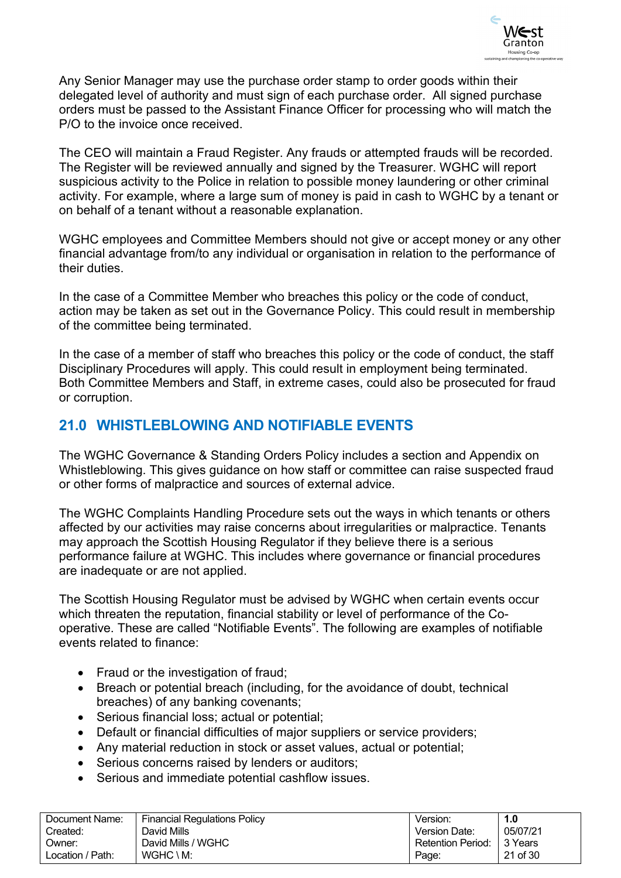Any Senior Manager may use the purchase order stamp to order goods within their delegated level of authority and must sign of each purchase order. All signed purchase orders must be passed to the Assistant Finance Officer for processing who will match the P/O to the invoice once received.

The CEO will maintain a Fraud Register. Any frauds or attempted frauds will be recorded. The Register will be reviewed annually and signed by the Treasurer. WGHC will report suspicious activity to the Police in relation to possible money laundering or other criminal activity. For example, where a large sum of money is paid in cash to WGHC by a tenant or on behalf of a tenant without a reasonable explanation.

WGHC employees and Committee Members should not give or accept money or any other financial advantage from/to any individual or organisation in relation to the performance of their duties.

In the case of a Committee Member who breaches this policy or the code of conduct, action may be taken as set out in the Governance Policy. This could result in membership of the committee being terminated.

In the case of a member of staff who breaches this policy or the code of conduct, the staff Disciplinary Procedures will apply. This could result in employment being terminated. Both Committee Members and Staff, in extreme cases, could also be prosecuted for fraud or corruption.

## 21.0 WHISTLEBLOWING AND NOTIFIABLE EVENTS

The WGHC Governance & Standing Orders Policy includes a section and Appendix on Whistleblowing. This gives guidance on how staff or committee can raise suspected fraud or other forms of malpractice and sources of external advice.

The WGHC Complaints Handling Procedure sets out the ways in which tenants or others affected by our activities may raise concerns about irregularities or malpractice. Tenants may approach the Scottish Housing Regulator if they believe there is a serious performance failure at WGHC. This includes where governance or financial procedures are inadequate or are not applied.

The Scottish Housing Regulator must be advised by WGHC when certain events occur which threaten the reputation, financial stability or level of performance of the Co-operative. These are called "Notifiable Events". The following are examples of notifiable events related to finance:

- Fraud or the investigation of fraud;
- Breach or potential breach (including, for the avoidance of doubt, technical breaches) of any banking covenants;
- Serious financial loss; actual or potential;
- Default or financial difficulties of major suppliers or service providers;
- Any material reduction in stock or asset values, actual or potential;
- Serious concerns raised by lenders or auditors;
- Serious and immediate potential cashflow issues.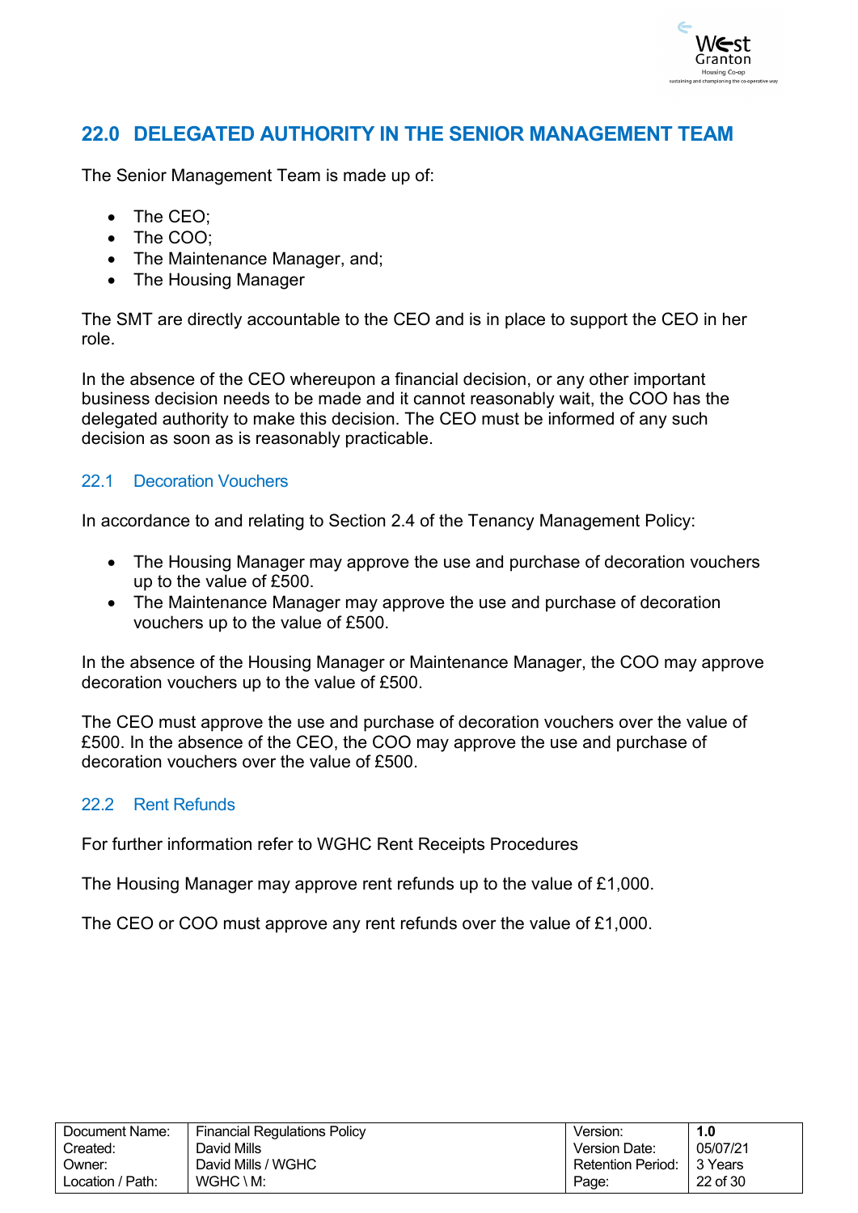## 22.0 DELEGATED AUTHORITY IN THE SENIOR MANAGEMENT TEAM

The Senior Management Team is made up of:

- The CEO;
- The COO;
- The Maintenance Manager, and;
- The Housing Manager

The SMT are directly accountable to the CEO and is in place to support the CEO in her role.

In the absence of the CEO whereupon a financial decision, or any other important business decision needs to be made and it cannot reasonably wait, the COO has the delegated authority to make this decision. The CEO must be informed of any such decision as soon as is reasonably practicable.

### 22.1 Decoration Vouchers

In accordance to and relating to Section 2.4 of the Tenancy Management Policy:

- The Housing Manager may approve the use and purchase of decoration vouchers up to the value of £500.
- The Maintenance Manager may approve the use and purchase of decoration vouchers up to the value of £500.

In the absence of the Housing Manager or Maintenance Manager, the COO may approve decoration vouchers up to the value of £500.

The CEO must approve the use and purchase of decoration vouchers over the value of £500. In the absence of the CEO, the COO may approve the use and purchase of decoration vouchers over the value of £500.

### 22.2 Rent Refunds

For further information refer to WGHC Rent Receipts Procedures

The Housing Manager may approve rent refunds up to the value of £1,000.

The CEO or COO must approve any rent refunds over the value of £1,000.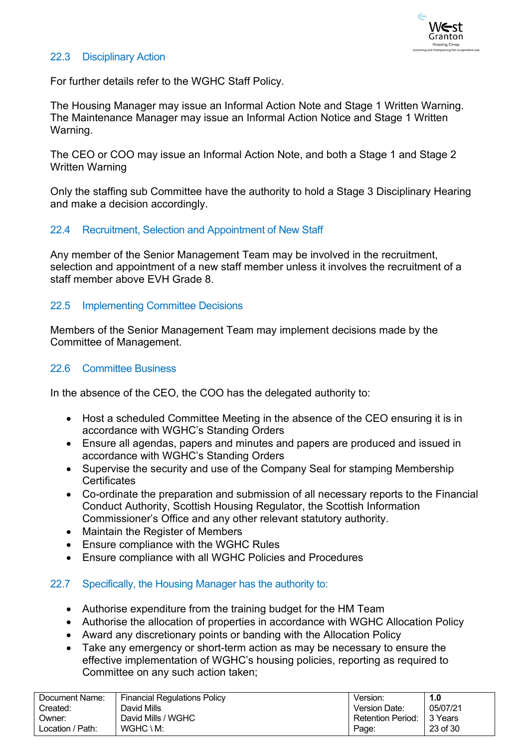### 22.3 Disciplinary Action

For further details refer to the WGHC Staff Policy.

The Housing Manager may issue an Informal Action Note and Stage 1 Written Warning. The Maintenance Manager may issue an Informal Action Notice and Stage 1 Written Warning.

The CEO or COO may issue an Informal Action Note, and both a Stage 1 and Stage 2 Written Warning

Only the staffing sub Committee have the authority to hold a Stage 3 Disciplinary Hearing and make a decision accordingly.

### 22.4 Recruitment, Selection and Appointment of New Staff

Any member of the Senior Management Team may be involved in the recruitment, selection and appointment of a new staff member unless it involves the recruitment of a staff member above EVH Grade 8.

### 22.5 Implementing Committee Decisions

Members of the Senior Management Team may implement decisions made by the Committee of Management.

### 22.6 Committee Business

In the absence of the CEO, the COO has the delegated authority to:

- Host a scheduled Committee Meeting in the absence of the CEO ensuring it is in accordance with WGHC's Standing Orders
- Ensure all agendas, papers and minutes and papers are produced and issued in accordance with WGHC's Standing Orders
- Supervise the security and use of the Company Seal for stamping Membership Certificates
- Co-ordinate the preparation and submission of all necessary reports to the Financial Conduct Authority, Scottish Housing Regulator, the Scottish Information Commissioner's Office and any other relevant statutory authority.
- Maintain the Register of Members
- Ensure compliance with the WGHC Rules
- Ensure compliance with all WGHC Policies and Procedures

### 22.7 Specifically, the Housing Manager has the authority to:

- Authorise expenditure from the training budget for the HM Team
- Authorise the allocation of properties in accordance with WGHC Allocation Policy
- Award any discretionary points or banding with the Allocation Policy
- Take any emergency or short-term action as may be necessary to ensure the effective implementation of WGHC's housing policies, reporting as required to Committee on any such action taken;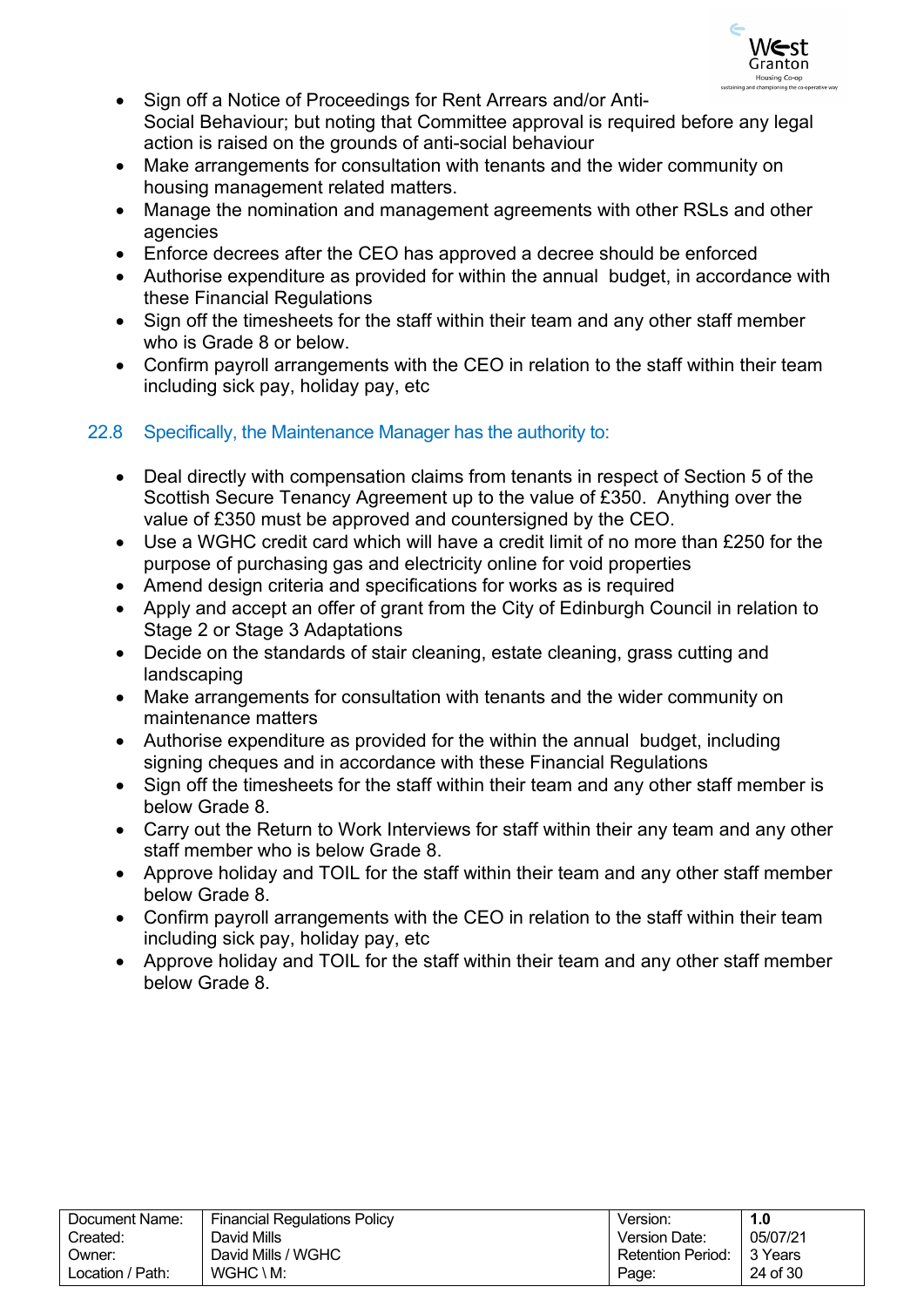- Sign off a Notice of Proceedings for Rent Arrears and/or Anti-Social Behaviour; but noting that Committee approval is required before any legal action is raised on the grounds of anti-social behaviour
- Make arrangements for consultation with tenants and the wider community on housing management related matters.
- Manage the nomination and management agreements with other RSLs and other agencies
- Enforce decrees after the CEO has approved a decree should be enforced
- Authorise expenditure as provided for within the annual budget, in accordance with these Financial Regulations
- Sign off the timesheets for the staff within their team and any other staff member who is Grade 8 or below.
- Confirm payroll arrangements with the CEO in relation to the staff within their team including sick pay, holiday pay, etc

## 22.8 Specifically, the Maintenance Manager has the authority to:

- Deal directly with compensation claims from tenants in respect of Section 5 of the Scottish Secure Tenancy Agreement up to the value of £350. Anything over the value of £350 must be approved and countersigned by the CEO.
- Use a WGHC credit card which will have a credit limit of no more than £250 for the purpose of purchasing gas and electricity online for void properties
- Amend design criteria and specifications for works as is required
- Apply and accept an offer of grant from the City of Edinburgh Council in relation to Stage 2 or Stage 3 Adaptations
- Decide on the standards of stair cleaning, estate cleaning, grass cutting and landscaping
- Make arrangements for consultation with tenants and the wider community on maintenance matters
- Authorise expenditure as provided for the within the annual budget, including signing cheques and in accordance with these Financial Regulations
- Sign off the timesheets for the staff within their team and any other staff member is below Grade 8.
- Carry out the Return to Work Interviews for staff within their any team and any other staff member who is below Grade 8.
- Approve holiday and TOIL for the staff within their team and any other staff member below Grade 8.
- Confirm payroll arrangements with the CEO in relation to the staff within their team including sick pay, holiday pay, etc
- Approve holiday and TOIL for the staff within their team and any other staff member below Grade 8.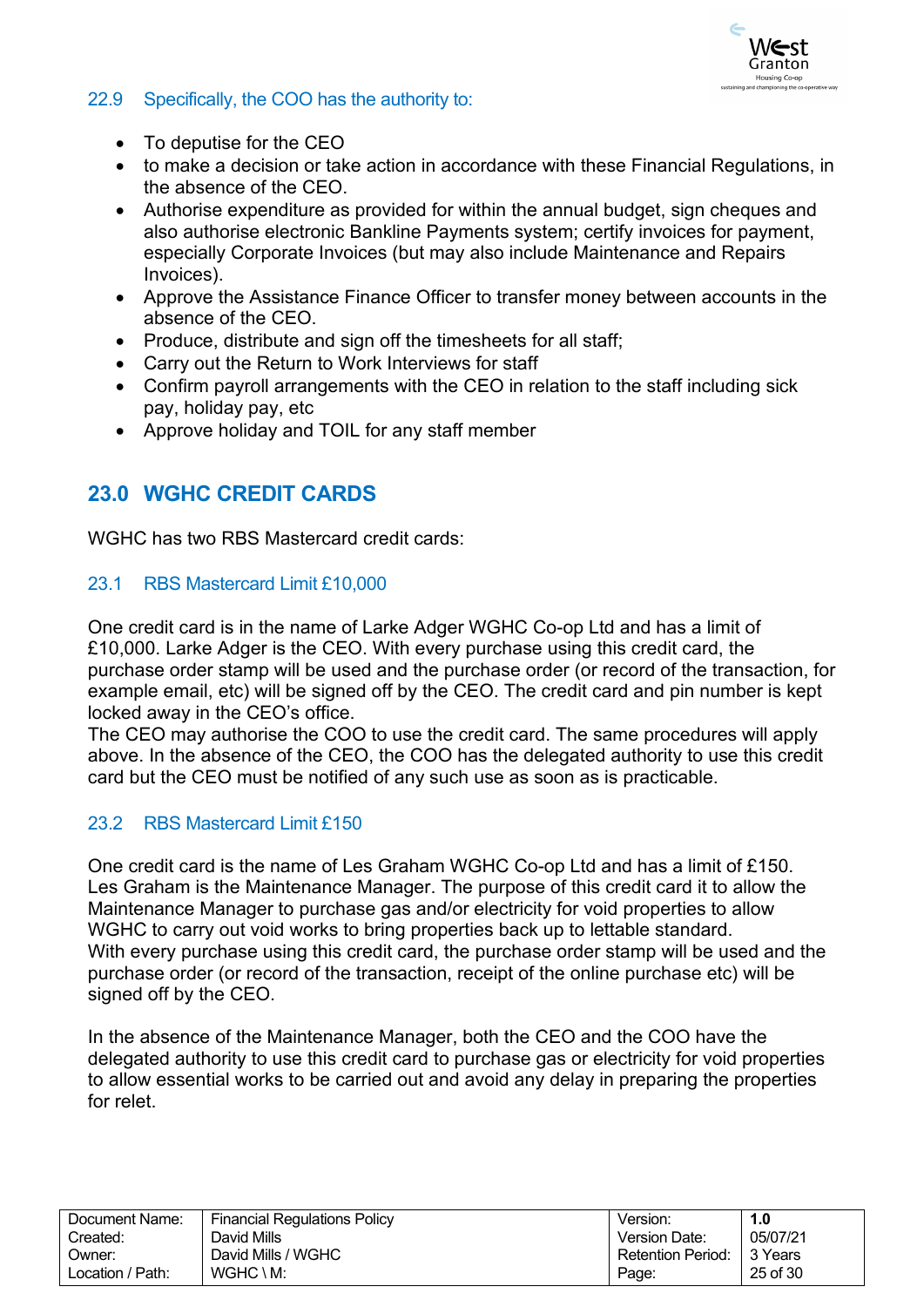### 22.9 Specifically, the COO has the authority to:

- To deputise for the CEO
- to make a decision or take action in accordance with these Financial Regulations, in the absence of the CEO.
- Authorise expenditure as provided for within the annual budget, sign cheques and also authorise electronic Bankline Payments system; certify invoices for payment, especially Corporate Invoices (but may also include Maintenance and Repairs Invoices).
- Approve the Assistance Finance Officer to transfer money between accounts in the absence of the CEO.
- Produce, distribute and sign off the timesheets for all staff;
- Carry out the Return to Work Interviews for staff
- Confirm payroll arrangements with the CEO in relation to the staff including sick pay, holiday pay, etc
- Approve holiday and TOIL for any staff member

## 23.0 WGHC CREDIT CARDS

WGHC has two RBS Mastercard credit cards:

### 23.1 RBS Mastercard Limit £10,000

One credit card is in the name of Larke Adger WGHC Co-op Ltd and has a limit of £10,000. Larke Adger is the CEO. With every purchase using this credit card, the purchase order stamp will be used and the purchase order (or record of the transaction, for example email, etc) will be signed off by the CEO. The credit card and pin number is kept locked away in the CEO's office.
The CEO may authorise the COO to use the credit card. The same procedures will apply above. In the absence of the CEO, the COO has the delegated authority to use this credit card but the CEO must be notified of any such use as soon as is practicable.

### 23.2 RBS Mastercard Limit £150

One credit card is the name of Les Graham WGHC Co-op Ltd and has a limit of £150. Les Graham is the Maintenance Manager. The purpose of this credit card it to allow the Maintenance Manager to purchase gas and/or electricity for void properties to allow WGHC to carry out void works to bring properties back up to lettable standard.
With every purchase using this credit card, the purchase order stamp will be used and the purchase order (or record of the transaction, receipt of the online purchase etc) will be signed off by the CEO.

In the absence of the Maintenance Manager, both the CEO and the COO have the delegated authority to use this credit card to purchase gas or electricity for void properties to allow essential works to be carried out and avoid any delay in preparing the properties for relet.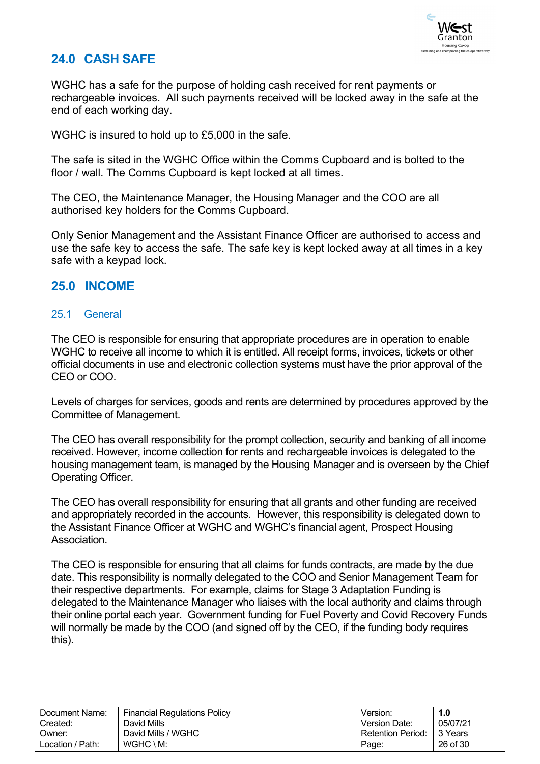## 24.0 CASH SAFE

WGHC has a safe for the purpose of holding cash received for rent payments or rechargeable invoices. All such payments received will be locked away in the safe at the end of each working day.

WGHC is insured to hold up to £5,000 in the safe.

The safe is sited in the WGHC Office within the Comms Cupboard and is bolted to the floor / wall. The Comms Cupboard is kept locked at all times.

The CEO, the Maintenance Manager, the Housing Manager and the COO are all authorised key holders for the Comms Cupboard.

Only Senior Management and the Assistant Finance Officer are authorised to access and use the safe key to access the safe. The safe key is kept locked away at all times in a key safe with a keypad lock.

## 25.0 INCOME

### 25.1 General

The CEO is responsible for ensuring that appropriate procedures are in operation to enable WGHC to receive all income to which it is entitled. All receipt forms, invoices, tickets or other official documents in use and electronic collection systems must have the prior approval of the CEO or COO.

Levels of charges for services, goods and rents are determined by procedures approved by the Committee of Management.

The CEO has overall responsibility for the prompt collection, security and banking of all income received. However, income collection for rents and rechargeable invoices is delegated to the housing management team, is managed by the Housing Manager and is overseen by the Chief Operating Officer.

The CEO has overall responsibility for ensuring that all grants and other funding are received and appropriately recorded in the accounts. However, this responsibility is delegated down to the Assistant Finance Officer at WGHC and WGHC's financial agent, Prospect Housing Association.

The CEO is responsible for ensuring that all claims for funds contracts, are made by the due date. This responsibility is normally delegated to the COO and Senior Management Team for their respective departments. For example, claims for Stage 3 Adaptation Funding is delegated to the Maintenance Manager who liaises with the local authority and claims through their online portal each year. Government funding for Fuel Poverty and Covid Recovery Funds will normally be made by the COO (and signed off by the CEO, if the funding body requires this).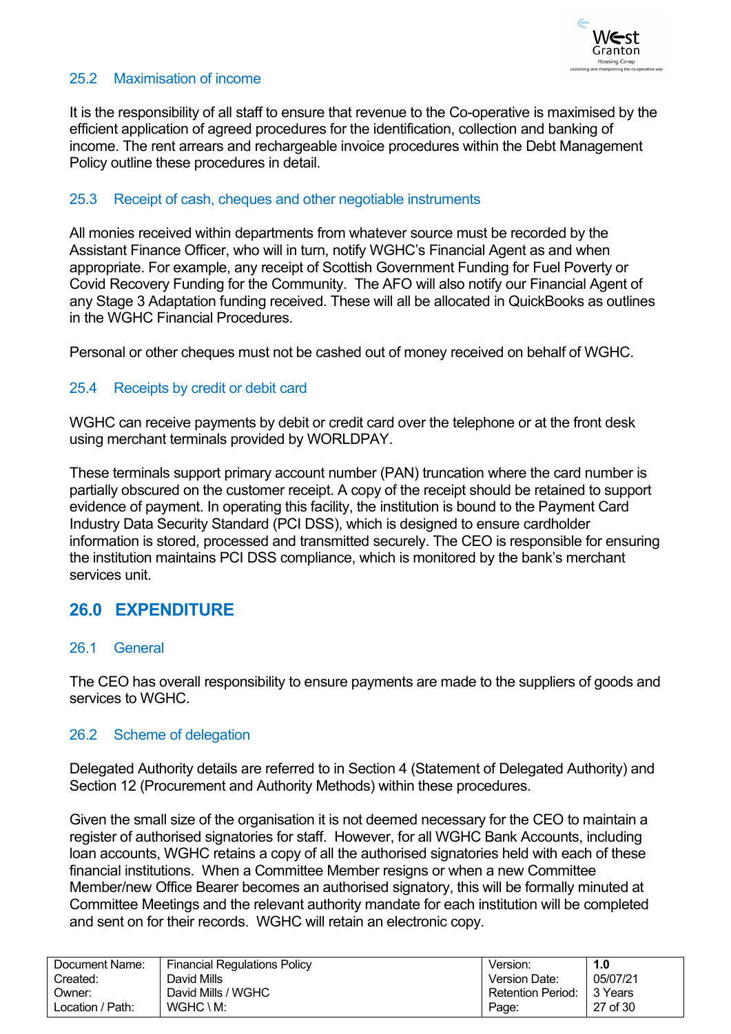### 25.2 Maximisation of income

It is the responsibility of all staff to ensure that revenue to the Co-operative is maximised by the efficient application of agreed procedures for the identification, collection and banking of income. The rent arrears and rechargeable invoice procedures within the Debt Management Policy outline these procedures in detail.

### 25.3 Receipt of cash, cheques and other negotiable instruments

All monies received within departments from whatever source must be recorded by the Assistant Finance Officer, who will in turn, notify WGHC's Financial Agent as and when appropriate. For example, any receipt of Scottish Government Funding for Fuel Poverty or Covid Recovery Funding for the Community. The AFO will also notify our Financial Agent of any Stage 3 Adaptation funding received. These will all be allocated in QuickBooks as outlines in the WGHC Financial Procedures.

Personal or other cheques must not be cashed out of money received on behalf of WGHC.

### 25.4 Receipts by credit or debit card

WGHC can receive payments by debit or credit card over the telephone or at the front desk using merchant terminals provided by WORLDPAY.

These terminals support primary account number (PAN) truncation where the card number is partially obscured on the customer receipt. A copy of the receipt should be retained to support evidence of payment. In operating this facility, the institution is bound to the Payment Card Industry Data Security Standard (PCI DSS), which is designed to ensure cardholder information is stored, processed and transmitted securely. The CEO is responsible for ensuring the institution maintains PCI DSS compliance, which is monitored by the bank's merchant services unit.

## 26.0 EXPENDITURE

### 26.1 General

The CEO has overall responsibility to ensure payments are made to the suppliers of goods and services to WGHC.

### 26.2 Scheme of delegation

Delegated Authority details are referred to in Section 4 (Statement of Delegated Authority) and Section 12 (Procurement and Authority Methods) within these procedures.

Given the small size of the organisation it is not deemed necessary for the CEO to maintain a register of authorised signatories for staff. However, for all WGHC Bank Accounts, including loan accounts, WGHC retains a copy of all the authorised signatories held with each of these financial institutions. When a Committee Member resigns or when a new Committee Member/new Office Bearer becomes an authorised signatory, this will be formally minuted at Committee Meetings and the relevant authority mandate for each institution will be completed and sent on for their records. WGHC will retain an electronic copy.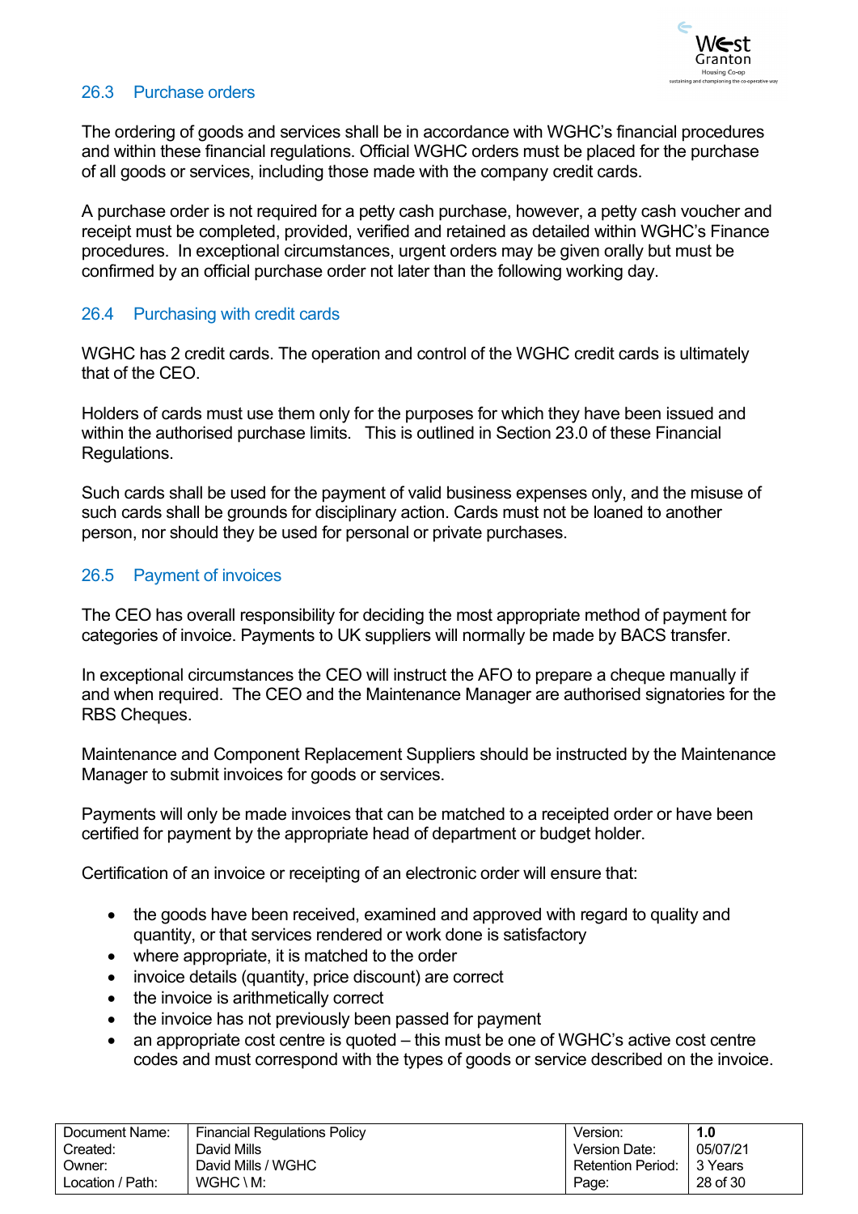### 26.3 Purchase orders

The ordering of goods and services shall be in accordance with WGHC's financial procedures and within these financial regulations. Official WGHC orders must be placed for the purchase of all goods or services, including those made with the company credit cards.

A purchase order is not required for a petty cash purchase, however, a petty cash voucher and receipt must be completed, provided, verified and retained as detailed within WGHC's Finance procedures. In exceptional circumstances, urgent orders may be given orally but must be confirmed by an official purchase order not later than the following working day.

### 26.4 Purchasing with credit cards

WGHC has 2 credit cards. The operation and control of the WGHC credit cards is ultimately that of the CEO.

Holders of cards must use them only for the purposes for which they have been issued and within the authorised purchase limits. This is outlined in Section 23.0 of these Financial Regulations.

Such cards shall be used for the payment of valid business expenses only, and the misuse of such cards shall be grounds for disciplinary action. Cards must not be loaned to another person, nor should they be used for personal or private purchases.

### 26.5 Payment of invoices

The CEO has overall responsibility for deciding the most appropriate method of payment for categories of invoice. Payments to UK suppliers will normally be made by BACS transfer.

In exceptional circumstances the CEO will instruct the AFO to prepare a cheque manually if and when required. The CEO and the Maintenance Manager are authorised signatories for the RBS Cheques.

Maintenance and Component Replacement Suppliers should be instructed by the Maintenance Manager to submit invoices for goods or services.

Payments will only be made invoices that can be matched to a receipted order or have been certified for payment by the appropriate head of department or budget holder.

Certification of an invoice or receipting of an electronic order will ensure that:

- the goods have been received, examined and approved with regard to quality and quantity, or that services rendered or work done is satisfactory
- where appropriate, it is matched to the order
- invoice details (quantity, price discount) are correct
- the invoice is arithmetically correct
- the invoice has not previously been passed for payment
- an appropriate cost centre is quoted – this must be one of WGHC's active cost centre codes and must correspond with the types of goods or service described on the invoice.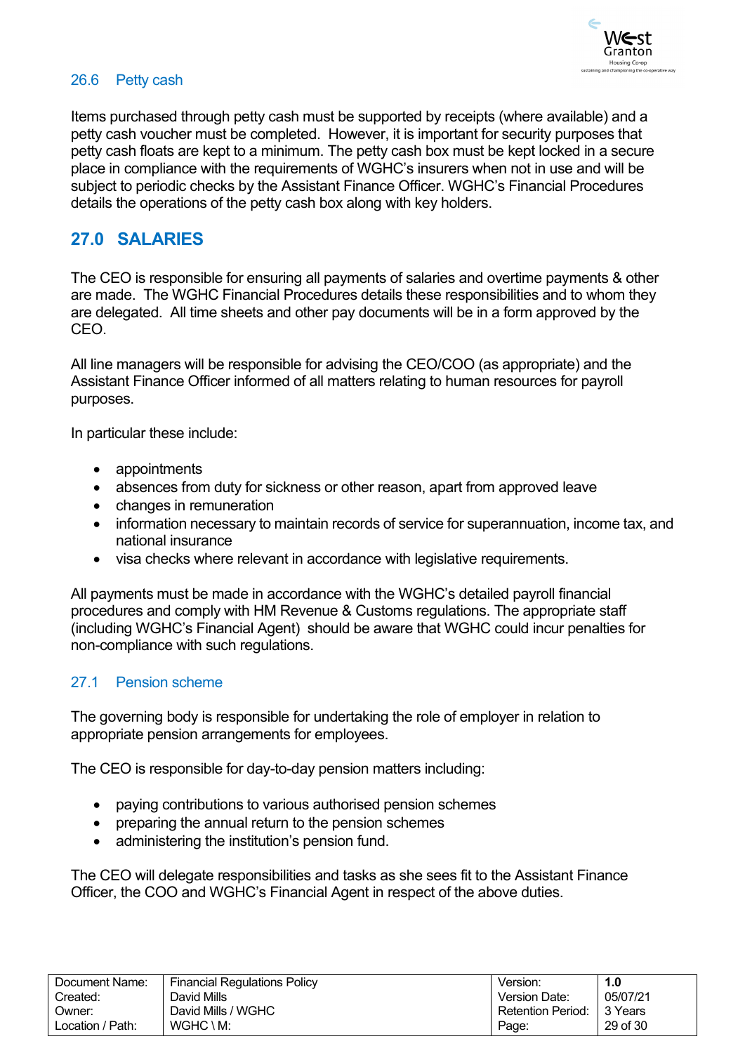### 26.6 Petty cash

Items purchased through petty cash must be supported by receipts (where available) and a petty cash voucher must be completed. However, it is important for security purposes that petty cash floats are kept to a minimum. The petty cash box must be kept locked in a secure place in compliance with the requirements of WGHC's insurers when not in use and will be subject to periodic checks by the Assistant Finance Officer. WGHC's Financial Procedures details the operations of the petty cash box along with key holders.

## 27.0 SALARIES

The CEO is responsible for ensuring all payments of salaries and overtime payments & other are made. The WGHC Financial Procedures details these responsibilities and to whom they are delegated. All time sheets and other pay documents will be in a form approved by the CEO.

All line managers will be responsible for advising the CEO/COO (as appropriate) and the Assistant Finance Officer informed of all matters relating to human resources for payroll purposes.

In particular these include:

- appointments
- absences from duty for sickness or other reason, apart from approved leave
- changes in remuneration
- information necessary to maintain records of service for superannuation, income tax, and national insurance
- visa checks where relevant in accordance with legislative requirements.

All payments must be made in accordance with the WGHC's detailed payroll financial procedures and comply with HM Revenue & Customs regulations. The appropriate staff (including WGHC's Financial Agent) should be aware that WGHC could incur penalties for non-compliance with such regulations.

### 27.1 Pension scheme

The governing body is responsible for undertaking the role of employer in relation to appropriate pension arrangements for employees.

The CEO is responsible for day-to-day pension matters including:

- paying contributions to various authorised pension schemes
- preparing the annual return to the pension schemes
- administering the institution's pension fund.

The CEO will delegate responsibilities and tasks as she sees fit to the Assistant Finance Officer, the COO and WGHC's Financial Agent in respect of the above duties.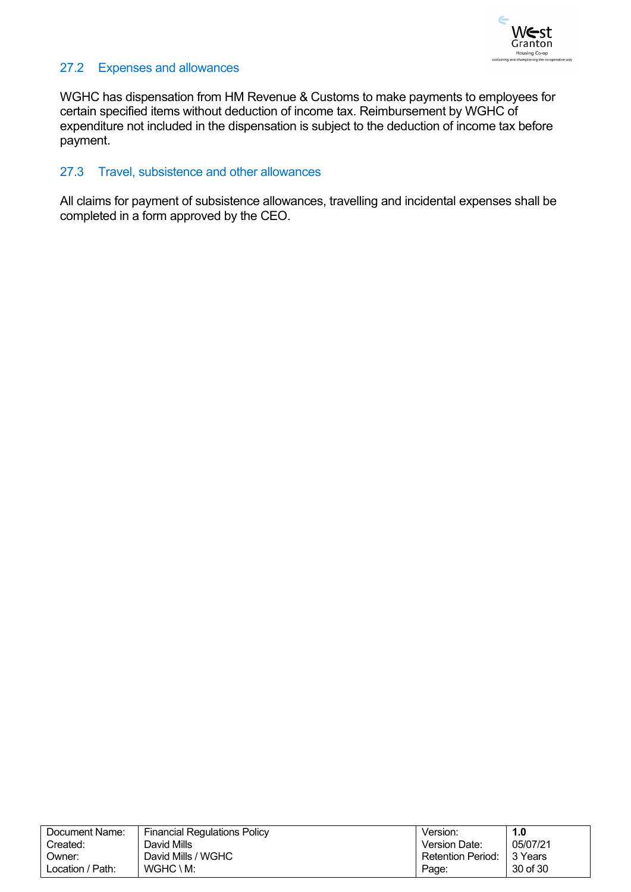## 27.2 Expenses and allowances

WGHC has dispensation from HM Revenue & Customs to make payments to employees for certain specified items without deduction of income tax. Reimbursement by WGHC of expenditure not included in the dispensation is subject to the deduction of income tax before payment.

## 27.3 Travel, subsistence and other allowances

All claims for payment of subsistence allowances, travelling and incidental expenses shall be completed in a form approved by the CEO.